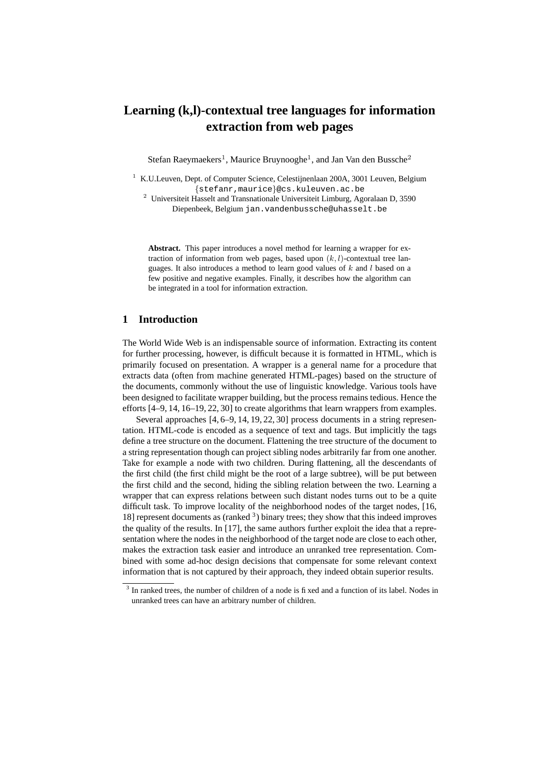# Learning (k,l)-contextual tree languages for information extraction from web pages

Stefan Raeymaekers[1], Maurice Bruynooghe[1], and Jan Van den Bussche[2]

[1] K.U.Leuven, Dept. of Computer Science, Celestijnenlaan 200A, 3001 Leuven, Belgium {stefanr,maurice}@cs.kuleuven.ac.be

[2] Universiteit Hasselt and Transnationale Universiteit Limburg, Agoralaan D, 3590 Diepenbeek, Belgium jan.vandenbussche@uhasselt.be

**Abstract.** This paper introduces a novel method for learning a wrapper for extraction of information from web pages, based upon $(k, l)$-contextual tree languages. It also introduces a method to learn good values of $k$ and $l$ based on a few positive and negative examples. Finally, it describes how the algorithm can be integrated in a tool for information extraction.

## 1 Introduction

The World Wide Web is an indispensable source of information. Extracting its content for further processing, however, is difficult because it is formatted in HTML, which is primarily focused on presentation. A wrapper is a general name for a procedure that extracts data (often from machine generated HTML-pages) based on the structure of the documents, commonly without the use of linguistic knowledge. Various tools have been designed to facilitate wrapper building, but the process remains tedious. Hence the efforts [4–9, 14, 16–19, 22, 30] to create algorithms that learn wrappers from examples.

Several approaches [4, 6–9, 14, 19, 22, 30] process documents in a string representation. HTML-code is encoded as a sequence of text and tags. But implicitly the tags define a tree structure on the document. Flattening the tree structure of the document to a string representation though can project sibling nodes arbitrarily far from one another. Take for example a node with two children. During flattening, all the descendants of the first child (the first child might be the root of a large subtree), will be put between the first child and the second, hiding the sibling relation between the two. Learning a wrapper that can express relations between such distant nodes turns out to be a quite difficult task. To improve locality of the neighborhood nodes of the target nodes, [16, 18] represent documents as (ranked [3]) binary trees; they show that this indeed improves the quality of the results. In [17], the same authors further exploit the idea that a representation where the nodes in the neighborhood of the target node are close to each other, makes the extraction task easier and introduce an unranked tree representation. Combined with some ad-hoc design decisions that compensate for some relevant context information that is not captured by their approach, they indeed obtain superior results.

[3] In ranked trees, the number of children of a node is fixed and a function of its label. Nodes in unranked trees can have an arbitrary number of children.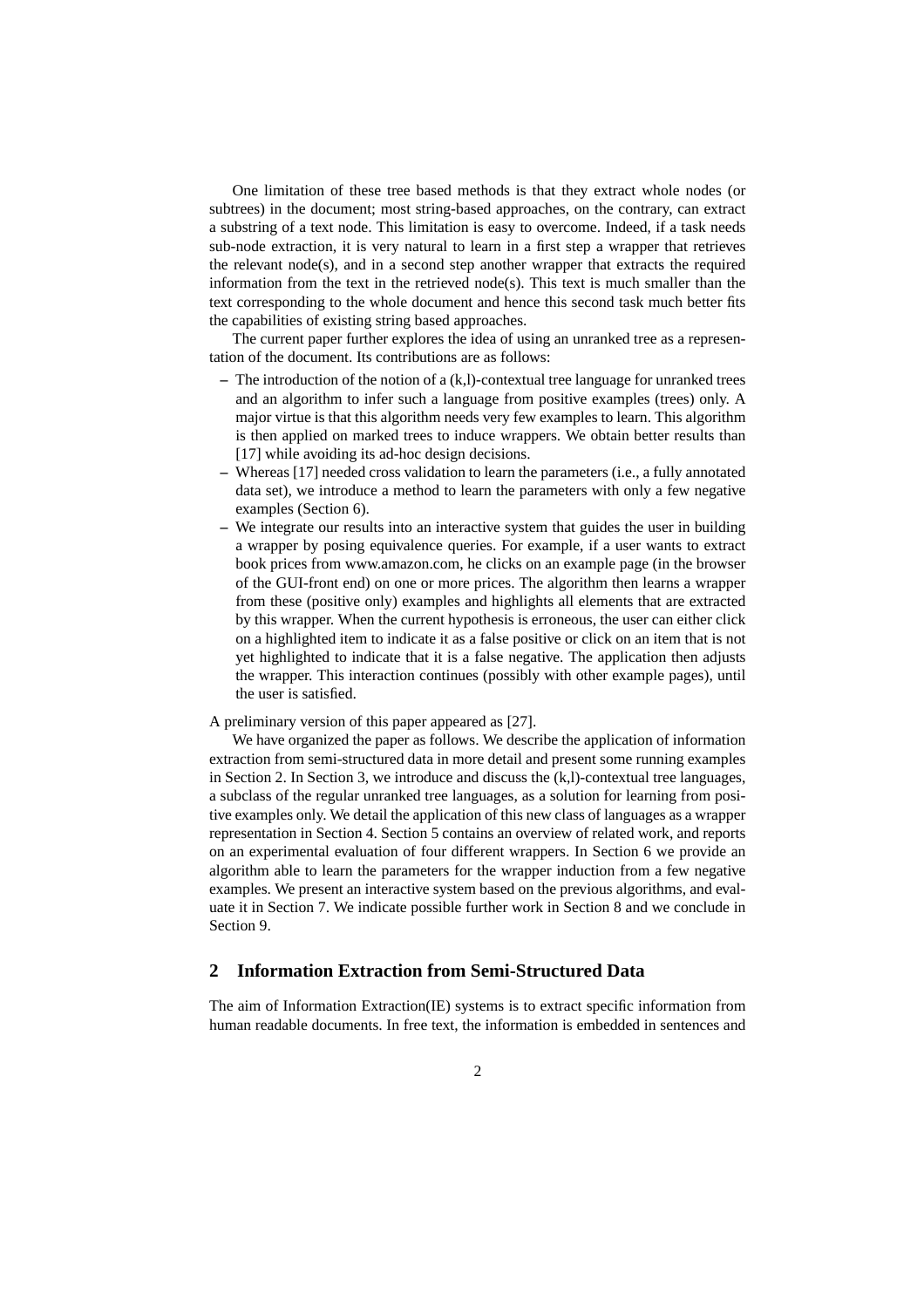One limitation of these tree based methods is that they extract whole nodes (or subtrees) in the document; most string-based approaches, on the contrary, can extract a substring of a text node. This limitation is easy to overcome. Indeed, if a task needs sub-node extraction, it is very natural to learn in a first step a wrapper that retrieves the relevant node(s), and in a second step another wrapper that extracts the required information from the text in the retrieved node(s). This text is much smaller than the text corresponding to the whole document and hence this second task much better fits the capabilities of existing string based approaches.

The current paper further explores the idea of using an unranked tree as a representation of the document. Its contributions are as follows:

- The introduction of the notion of a (k,l)-contextual tree language for unranked trees and an algorithm to infer such a language from positive examples (trees) only. A major virtue is that this algorithm needs very few examples to learn. This algorithm is then applied on marked trees to induce wrappers. We obtain better results than [17] while avoiding its ad-hoc design decisions.
- Whereas [17] needed cross validation to learn the parameters (i.e., a fully annotated data set), we introduce a method to learn the parameters with only a few negative examples (Section 6).
- We integrate our results into an interactive system that guides the user in building a wrapper by posing equivalence queries. For example, if a user wants to extract book prices from www.amazon.com, he clicks on an example page (in the browser of the GUI-front end) on one or more prices. The algorithm then learns a wrapper from these (positive only) examples and highlights all elements that are extracted by this wrapper. When the current hypothesis is erroneous, the user can either click on a highlighted item to indicate it as a false positive or click on an item that is not yet highlighted to indicate that it is a false negative. The application then adjusts the wrapper. This interaction continues (possibly with other example pages), until the user is satisfied.

A preliminary version of this paper appeared as [27].

We have organized the paper as follows. We describe the application of information extraction from semi-structured data in more detail and present some running examples in Section 2. In Section 3, we introduce and discuss the (k,l)-contextual tree languages, a subclass of the regular unranked tree languages, as a solution for learning from positive examples only. We detail the application of this new class of languages as a wrapper representation in Section 4. Section 5 contains an overview of related work, and reports on an experimental evaluation of four different wrappers. In Section 6 we provide an algorithm able to learn the parameters for the wrapper induction from a few negative examples. We present an interactive system based on the previous algorithms, and evaluate it in Section 7. We indicate possible further work in Section 8 and we conclude in Section 9.

## 2 Information Extraction from Semi-Structured Data

The aim of Information Extraction(IE) systems is to extract specific information from human readable documents. In free text, the information is embedded in sentences and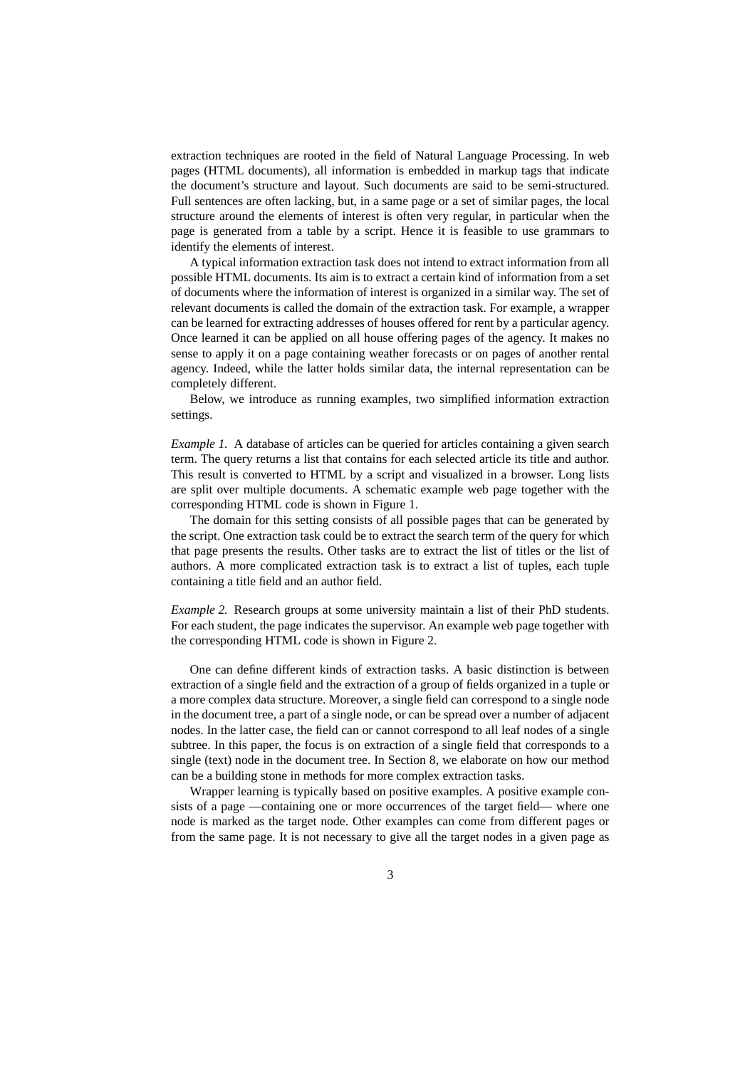extraction techniques are rooted in the field of Natural Language Processing. In web pages (HTML documents), all information is embedded in markup tags that indicate the document's structure and layout. Such documents are said to be semi-structured. Full sentences are often lacking, but, in a same page or a set of similar pages, the local structure around the elements of interest is often very regular, in particular when the page is generated from a table by a script. Hence it is feasible to use grammars to identify the elements of interest.

A typical information extraction task does not intend to extract information from all possible HTML documents. Its aim is to extract a certain kind of information from a set of documents where the information of interest is organized in a similar way. The set of relevant documents is called the domain of the extraction task. For example, a wrapper can be learned for extracting addresses of houses offered for rent by a particular agency. Once learned it can be applied on all house offering pages of the agency. It makes no sense to apply it on a page containing weather forecasts or on pages of another rental agency. Indeed, while the latter holds similar data, the internal representation can be completely different.

Below, we introduce as running examples, two simplified information extraction settings.

*Example 1.* A database of articles can be queried for articles containing a given search term. The query returns a list that contains for each selected article its title and author. This result is converted to HTML by a script and visualized in a browser. Long lists are split over multiple documents. A schematic example web page together with the corresponding HTML code is shown in Figure 1.

The domain for this setting consists of all possible pages that can be generated by the script. One extraction task could be to extract the search term of the query for which that page presents the results. Other tasks are to extract the list of titles or the list of authors. A more complicated extraction task is to extract a list of tuples, each tuple containing a title field and an author field.

*Example 2.* Research groups at some university maintain a list of their PhD students. For each student, the page indicates the supervisor. An example web page together with the corresponding HTML code is shown in Figure 2.

One can define different kinds of extraction tasks. A basic distinction is between extraction of a single field and the extraction of a group of fields organized in a tuple or a more complex data structure. Moreover, a single field can correspond to a single node in the document tree, a part of a single node, or can be spread over a number of adjacent nodes. In the latter case, the field can or cannot correspond to all leaf nodes of a single subtree. In this paper, the focus is on extraction of a single field that corresponds to a single (text) node in the document tree. In Section 8, we elaborate on how our method can be a building stone in methods for more complex extraction tasks.

Wrapper learning is typically based on positive examples. A positive example consists of a page —containing one or more occurrences of the target field— where one node is marked as the target node. Other examples can come from different pages or from the same page. It is not necessary to give all the target nodes in a given page as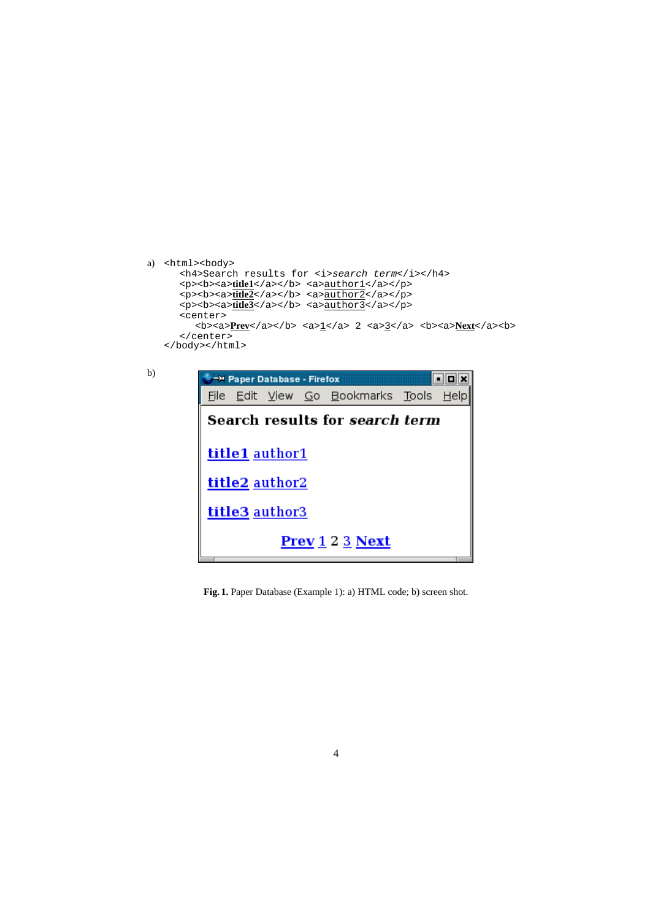a)

```
<html><body>
  <h4>Search results for <i>search term</i></h4>
  <p><b><a>title1</a></b> <a>author1</a></p>
  <p><b><a>title2</a></b> <a>author2</a></p>
  <p><b><a>title3</a></b> <a>author3</a></p>
  <center>
    <b><a>Prev</a></b> <a>1</a> 2 <a>3</a> <b><a>Next</a><b>
  </center>
</body></html>
```

b)

Paper Database - Firefox

File Edit View Go Bookmarks Tools Help

**Search results for *search term***

**title1** author1

**title2** author2

**title3** author3

**Prev** 1 2 3 **Next**

**Fig. 1.** Paper Database (Example 1): a) HTML code; b) screen shot.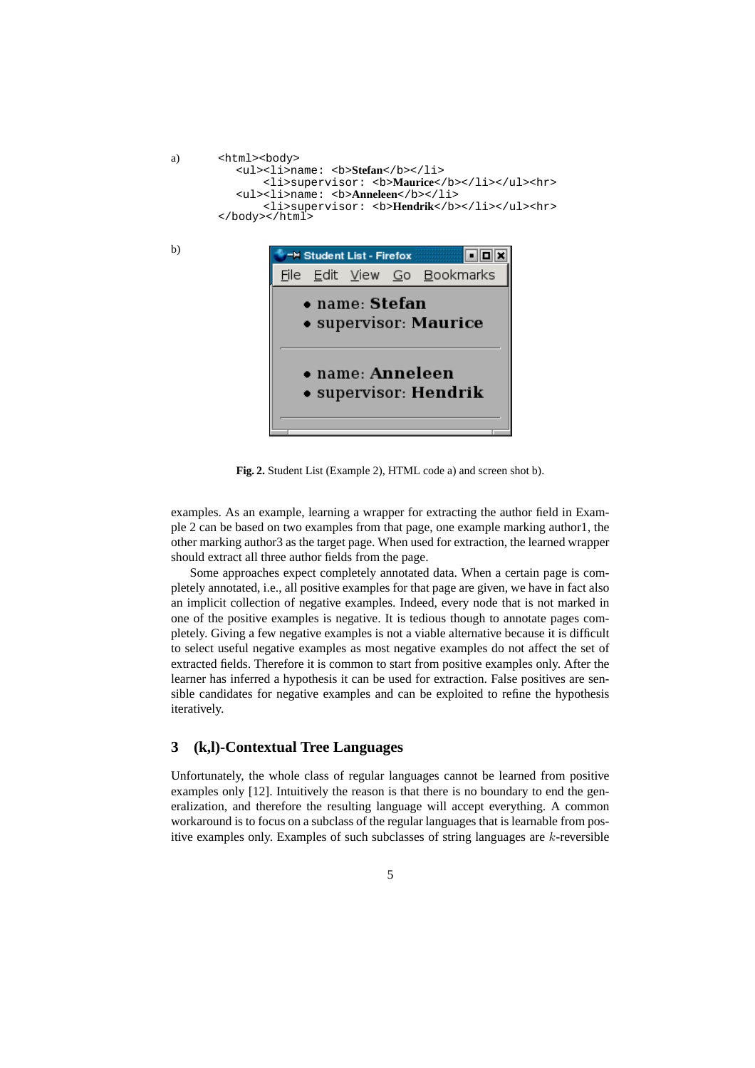a)

```
<html><body>
   <ul><li>name: <b>Stefan</b></li>
        <li>supervisor: <b>Maurice</b></li></ul><hr>
   <ul><li>name: <b>Anneleen</b></li>
        <li>supervisor: <b>Hendrik</b></li></ul><hr>
</body></html>
```

b)

Student List - Firefox

File Edit View Go Bookmarks

- name: **Stefan**
- supervisor: **Maurice**

---

- name: **Anneleen**
- supervisor: **Hendrik**

---

**Fig. 2.** Student List (Example 2), HTML code a) and screen shot b).

examples. As an example, learning a wrapper for extracting the author field in Example 2 can be based on two examples from that page, one example marking author1, the other marking author3 as the target page. When used for extraction, the learned wrapper should extract all three author fields from the page.

Some approaches expect completely annotated data. When a certain page is completely annotated, i.e., all positive examples for that page are given, we have in fact also an implicit collection of negative examples. Indeed, every node that is not marked in one of the positive examples is negative. It is tedious though to annotate pages completely. Giving a few negative examples is not a viable alternative because it is difficult to select useful negative examples as most negative examples do not affect the set of extracted fields. Therefore it is common to start from positive examples only. After the learner has inferred a hypothesis it can be used for extraction. False positives are sensible candidates for negative examples and can be exploited to refine the hypothesis iteratively.

## 3 (k,l)-Contextual Tree Languages

Unfortunately, the whole class of regular languages cannot be learned from positive examples only [12]. Intuitively the reason is that there is no boundary to end the generalization, and therefore the resulting language will accept everything. A common workaround is to focus on a subclass of the regular languages that is learnable from positive examples only. Examples of such subclasses of string languages are $k$-reversible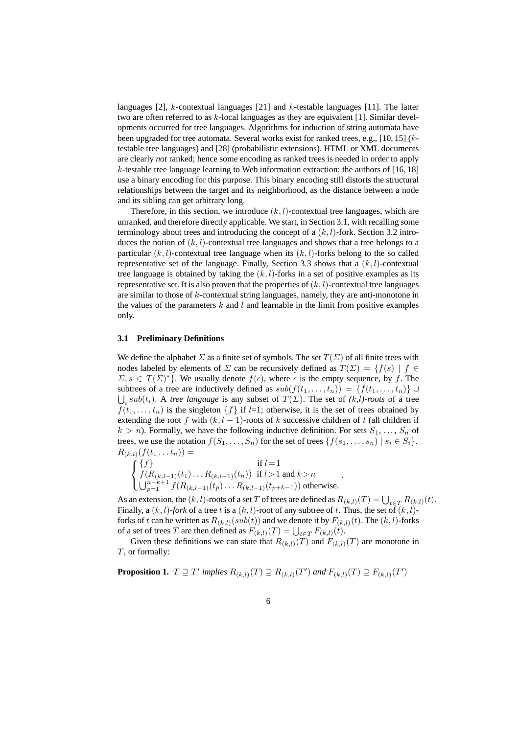languages [2], $k$-contextual languages [21] and $k$-testable languages [11]. The latter two are often referred to as $k$-local languages as they are equivalent [1]. Similar developments occurred for tree languages. Algorithms for induction of string automata have been upgraded for tree automata. Several works exist for ranked trees, e.g., [10, 15] ($k$-testable tree languages) and [28] (probabilistic extensions). HTML or XML documents are clearly *not* ranked; hence some encoding as ranked trees is needed in order to apply $k$-testable tree language learning to Web information extraction; the authors of [16, 18] use a binary encoding for this purpose. This binary encoding still distorts the structural relationships between the target and its neighborhood, as the distance between a node and its sibling can get arbitrary long.

Therefore, in this section, we introduce $(k, l)$-contextual tree languages, which are unranked, and therefore directly applicable. We start, in Section 3.1, with recalling some terminology about trees and introducing the concept of a $(k, l)$-fork. Section 3.2 introduces the notion of $(k, l)$-contextual tree languages and shows that a tree belongs to a particular $(k, l)$-contextual tree language when its $(k, l)$-forks belong to the so called representative set of the language. Finally, Section 3.3 shows that a $(k, l)$-contextual tree language is obtained by taking the $(k, l)$-forks in a set of positive examples as its representative set. It is also proven that the properties of $(k, l)$-contextual tree languages are similar to those of $k$-contextual string languages, namely, they are anti-monotone in the values of the parameters $k$ and $l$ and learnable in the limit from positive examples only.

### 3.1 Preliminary Definitions

We define the alphabet $\Sigma$ as a finite set of symbols. The set $T(\Sigma)$ of all finite trees with nodes labeled by elements of $\Sigma$ can be recursively defined as $T(\Sigma) = \{f(s) \mid f \in \Sigma, s \in T(\Sigma)^*\}$. We usually denote $f(\epsilon)$, where $\epsilon$ is the empty sequence, by $f$. The subtrees of a tree are inductively defined as $sub(f(t_1, \ldots, t_n)) = \{f(t_1, \ldots, t_n)\} \cup \bigcup_i sub(t_i)$. A *tree language* is any subset of $T(\Sigma)$. The set of *(k,l)-roots* of a tree $f(t_1, \ldots, t_n)$ is the singleton $\{f\}$ if $l$=1; otherwise, it is the set of trees obtained by extending the root $f$ with $(k, l-1)$-roots of $k$ successive children of $t$ (all children if $k > n$). Formally, we have the following inductive definition. For sets $S_1, \ldots, S_n$ of trees, we use the notation $f(S_1, \ldots, S_n)$ for the set of trees $\{f(s_1, \ldots, s_n) \mid s_i \in S_i\}$.

$$
R_{(k,l)}(f(t_1 \ldots t_n)) = \begin{cases} \{f\} & \text{if } l = 1 \\ f(R_{(k,l-1)}(t_1) \ldots R_{(k,l-1)}(t_n)) & \text{if } l > 1 \text{ and } k > n \\ \bigcup_{p=1}^{n-k+1} f(R_{(k,l-1)}(t_p) \ldots R_{(k,l-1)}(t_{p+k-1})) & \text{otherwise.} \end{cases}
$$

As an extension, the $(k, l)$-roots of a set $T$ of trees are defined as $R_{(k,l)}(T) = \bigcup_{t \in T} R_{(k,l)}(t)$. Finally, a $(k, l)$-*fork* of a tree $t$ is a $(k, l)$-root of any subtree of $t$. Thus, the set of $(k, l)$-forks of $t$ can be written as $R_{(k,l)}(sub(t))$ and we denote it by $F_{(k,l)}(t)$. The $(k, l)$-forks of a set of trees $T$ are then defined as $F_{(k,l)}(T) = \bigcup_{t \in T} F_{(k,l)}(t)$.

Given these definitions we can state that $R_{(k,l)}(T)$ and $F_{(k,l)}(T)$ are monotone in $T$, or formally:

**Proposition 1.** *$T \supseteq T'$ implies $R_{(k,l)}(T) \supseteq R_{(k,l)}(T')$ and $F_{(k,l)}(T) \supseteq F_{(k,l)}(T')$*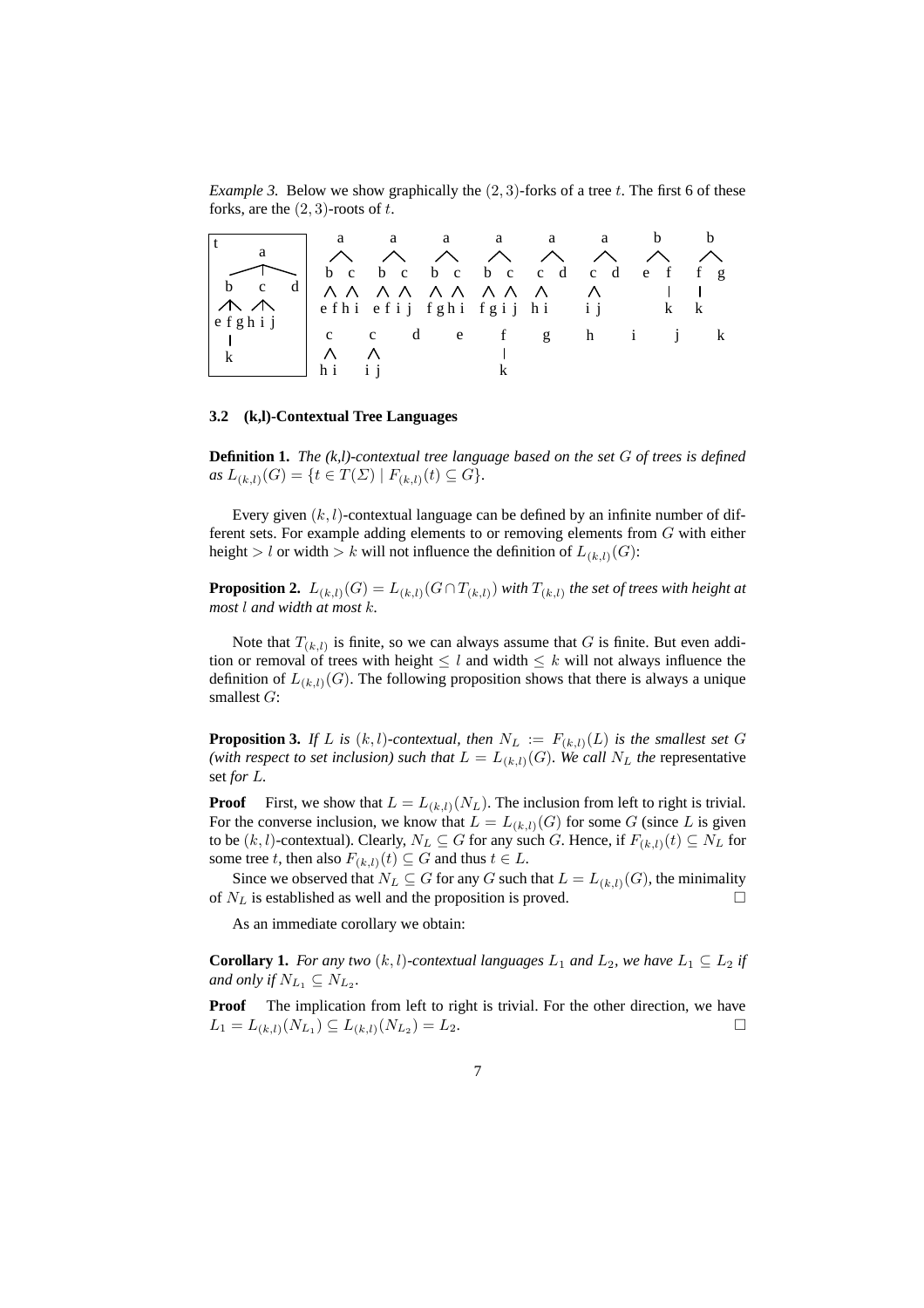*Example 3.* Below we show graphically the $(2,3)$-forks of a tree $t$. The first 6 of these forks, are the $(2,3)$-roots of $t$.

**3.2 (k,l)-Contextual Tree Languages**

**Definition 1.** *The (k,l)-contextual tree language based on the set $G$ of trees is defined as $L_{(k,l)}(G) = \{t \in T(\Sigma) \mid F_{(k,l)}(t) \subseteq G\}$.*

Every given $(k,l)$-contextual language can be defined by an infinite number of different sets. For example adding elements to or removing elements from $G$ with either height $> l$ or width $> k$ will not influence the definition of $L_{(k,l)}(G)$:

**Proposition 2.** $L_{(k,l)}(G) = L_{(k,l)}(G \cap T_{(k,l)})$ *with $T_{(k,l)}$ the set of trees with height at most $l$ and width at most $k$.*

Note that $T_{(k,l)}$ is finite, so we can always assume that $G$ is finite. But even addition or removal of trees with height $\leq l$ and width $\leq k$ will not always influence the definition of $L_{(k,l)}(G)$. The following proposition shows that there is always a unique smallest $G$:

**Proposition 3.** *If $L$ is $(k,l)$-contextual, then $N_L := F_{(k,l)}(L)$ is the smallest set $G$ (with respect to set inclusion) such that $L = L_{(k,l)}(G)$. We call $N_L$ the* representative set *for $L$.*

**Proof** First, we show that $L = L_{(k,l)}(N_L)$. The inclusion from left to right is trivial. For the converse inclusion, we know that $L = L_{(k,l)}(G)$ for some $G$ (since $L$ is given to be $(k,l)$-contextual). Clearly, $N_L \subseteq G$ for any such $G$. Hence, if $F_{(k,l)}(t) \subseteq N_L$ for some tree $t$, then also $F_{(k,l)}(t) \subseteq G$ and thus $t \in L$.

Since we observed that $N_L \subseteq G$ for any $G$ such that $L = L_{(k,l)}(G)$, the minimality of $N_L$ is established as well and the proposition is proved. □

As an immediate corollary we obtain:

**Corollary 1.** *For any two $(k,l)$-contextual languages $L_1$ and $L_2$, we have $L_1 \subseteq L_2$ if and only if $N_{L_1} \subseteq N_{L_2}$.*

**Proof** The implication from left to right is trivial. For the other direction, we have $L_1 = L_{(k,l)}(N_{L_1}) \subseteq L_{(k,l)}(N_{L_2}) = L_2$. □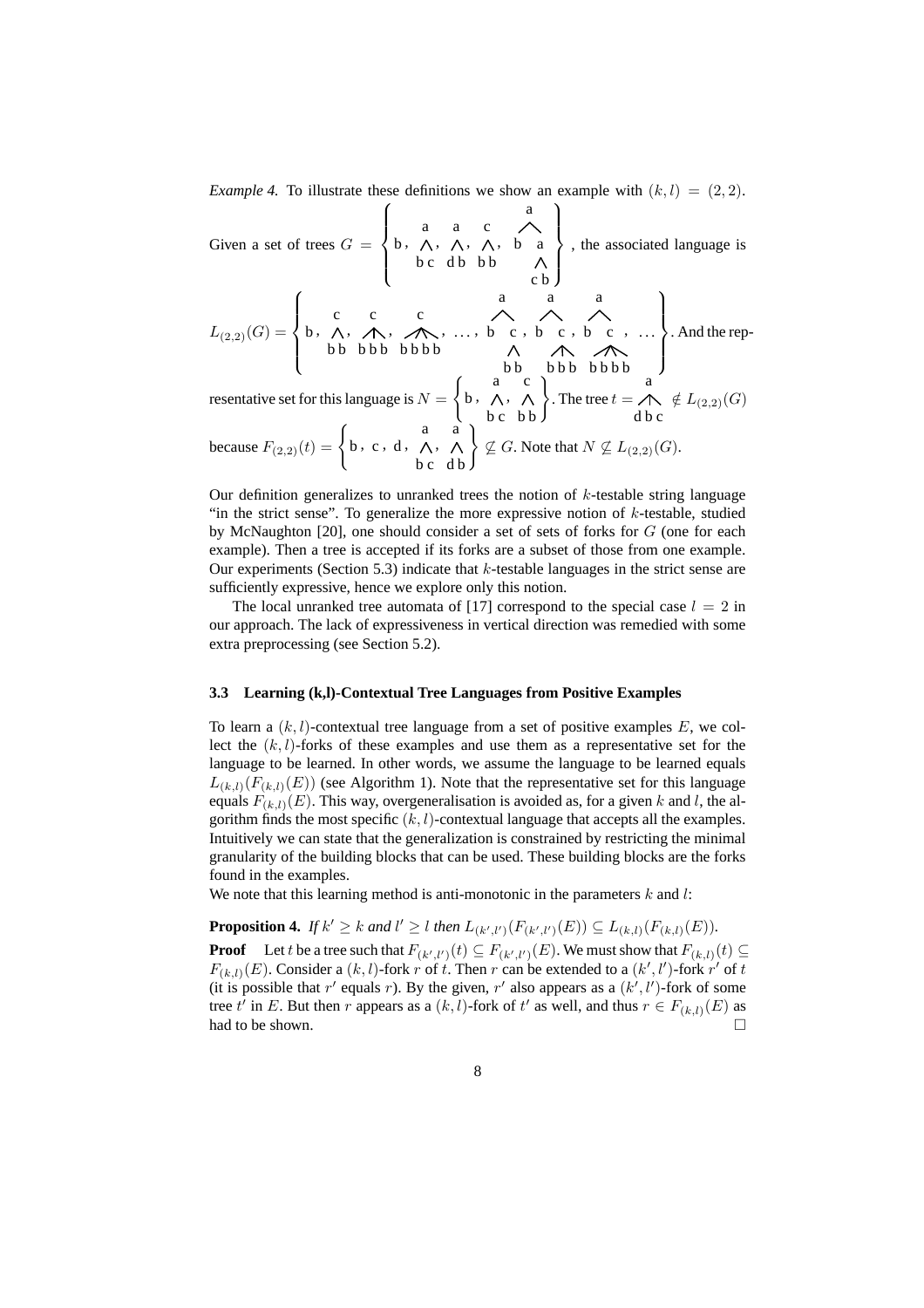*Example 4.* To illustrate these definitions we show an example with $(k, l) = (2, 2)$. Given a set of trees $G = \left\{ b, \; a(b\,c), \; a(d\,b), \; c(b\,b), \; a(b\; a(c\,b)) \right\}$, the associated language is

$$L_{(2,2)}(G) = \left\{ b, \; c(b\,b), \; c(b\,b\,b), \; c(b\,b\,b\,b), \; \ldots, \; a(b\; c(b\,b)), \; a(b\; c(b\,b\,b)), \; a(b\; c(b\,b\,b\,b)), \; \ldots \right\}.$$

And the representative set for this language is $N = \left\{ b, \; a(b\,c), \; c(b\,b) \right\}$. The tree $t = a(d\,b\,c) \notin L_{(2,2)}(G)$ because $F_{(2,2)}(t) = \left\{ b, \; c, \; d, \; a(b\,c), \; a(d\,b) \right\} \not\subseteq G$. Note that $N \not\subseteq L_{(2,2)}(G)$.

Our definition generalizes to unranked trees the notion of $k$-testable string language "in the strict sense". To generalize the more expressive notion of $k$-testable, studied by McNaughton [20], one should consider a set of sets of forks for $G$ (one for each example). Then a tree is accepted if its forks are a subset of those from one example. Our experiments (Section 5.3) indicate that $k$-testable languages in the strict sense are sufficiently expressive, hence we explore only this notion.

The local unranked tree automata of [17] correspond to the special case $l = 2$ in our approach. The lack of expressiveness in vertical direction was remedied with some extra preprocessing (see Section 5.2).

### 3.3 Learning (k,l)-Contextual Tree Languages from Positive Examples

To learn a $(k, l)$-contextual tree language from a set of positive examples $E$, we collect the $(k, l)$-forks of these examples and use them as a representative set for the language to be learned. In other words, we assume the language to be learned equals $L_{(k,l)}(F_{(k,l)}(E))$ (see Algorithm 1). Note that the representative set for this language equals $F_{(k,l)}(E)$. This way, overgeneralisation is avoided as, for a given $k$ and $l$, the algorithm finds the most specific $(k, l)$-contextual language that accepts all the examples. Intuitively we can state that the generalization is constrained by restricting the minimal granularity of the building blocks that can be used. These building blocks are the forks found in the examples.

We note that this learning method is anti-monotonic in the parameters $k$ and $l$:

**Proposition 4.** *If $k' \geq k$ and $l' \geq l$ then $L_{(k',l')}(F_{(k',l')}(E)) \subseteq L_{(k,l)}(F_{(k,l)}(E))$.*

**Proof** Let $t$ be a tree such that $F_{(k',l')}(t) \subseteq F_{(k',l')}(E)$. We must show that $F_{(k,l)}(t) \subseteq F_{(k,l)}(E)$. Consider a $(k, l)$-fork $r$ of $t$. Then $r$ can be extended to a $(k', l')$-fork $r'$ of $t$ (it is possible that $r'$ equals $r$). By the given, $r'$ also appears as a $(k', l')$-fork of some tree $t'$ in $E$. But then $r$ appears as a $(k, l)$-fork of $t'$ as well, and thus $r \in F_{(k,l)}(E)$ as had to be shown. □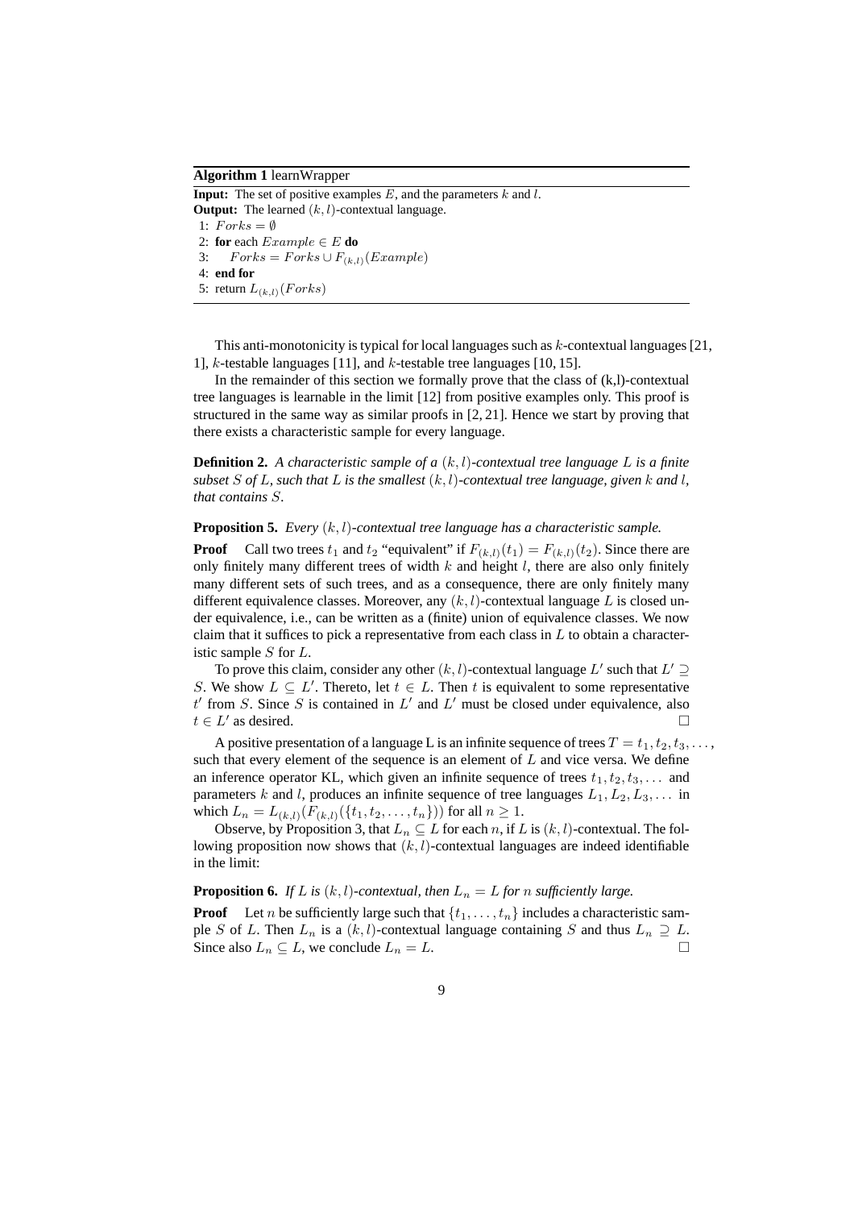**Algorithm 1** learnWrapper

**Input:** The set of positive examples $E$, and the parameters $k$ and $l$.
**Output:** The learned $(k, l)$-contextual language.

```
1: Forks = ∅
2: for each Example ∈ E do
3:     Forks = Forks ∪ F_(k,l)(Example)
4: end for
5: return L_(k,l)(Forks)
```

This anti-monotonicity is typical for local languages such as $k$-contextual languages [21, 1], $k$-testable languages [11], and $k$-testable tree languages [10, 15].

In the remainder of this section we formally prove that the class of (k,l)-contextual tree languages is learnable in the limit [12] from positive examples only. This proof is structured in the same way as similar proofs in [2, 21]. Hence we start by proving that there exists a characteristic sample for every language.

**Definition 2.** *A characteristic sample of a $(k, l)$-contextual tree language $L$ is a finite subset $S$ of $L$, such that $L$ is the smallest $(k, l)$-contextual tree language, given $k$ and $l$, that contains $S$.*

**Proposition 5.** *Every $(k, l)$-contextual tree language has a characteristic sample.*

**Proof** Call two trees $t_1$ and $t_2$ "equivalent" if $F_{(k,l)}(t_1) = F_{(k,l)}(t_2)$. Since there are only finitely many different trees of width $k$ and height $l$, there are also only finitely many different sets of such trees, and as a consequence, there are only finitely many different equivalence classes. Moreover, any $(k, l)$-contextual language $L$ is closed under equivalence, i.e., can be written as a (finite) union of equivalence classes. We now claim that it suffices to pick a representative from each class in $L$ to obtain a characteristic sample $S$ for $L$.

To prove this claim, consider any other $(k, l)$-contextual language $L'$ such that $L' \supseteq S$. We show $L \subseteq L'$. Thereto, let $t \in L$. Then $t$ is equivalent to some representative $t'$ from $S$. Since $S$ is contained in $L'$ and $L'$ must be closed under equivalence, also $t \in L'$ as desired. □

A positive presentation of a language L is an infinite sequence of trees $T = t_1, t_2, t_3, \ldots$, such that every element of the sequence is an element of $L$ and vice versa. We define an inference operator KL, which given an infinite sequence of trees $t_1, t_2, t_3, \ldots$ and parameters $k$ and $l$, produces an infinite sequence of tree languages $L_1, L_2, L_3, \ldots$ in which $L_n = L_{(k,l)}(F_{(k,l)}(\{t_1, t_2, \ldots, t_n\}))$ for all $n \geq 1$.

Observe, by Proposition 3, that $L_n \subseteq L$ for each $n$, if $L$ is $(k, l)$-contextual. The following proposition now shows that $(k, l)$-contextual languages are indeed identifiable in the limit:

**Proposition 6.** *If $L$ is $(k, l)$-contextual, then $L_n = L$ for $n$ sufficiently large.*

**Proof** Let $n$ be sufficiently large such that $\{t_1, \ldots, t_n\}$ includes a characteristic sample $S$ of $L$. Then $L_n$ is a $(k, l)$-contextual language containing $S$ and thus $L_n \supseteq L$. Since also $L_n \subseteq L$, we conclude $L_n = L$. □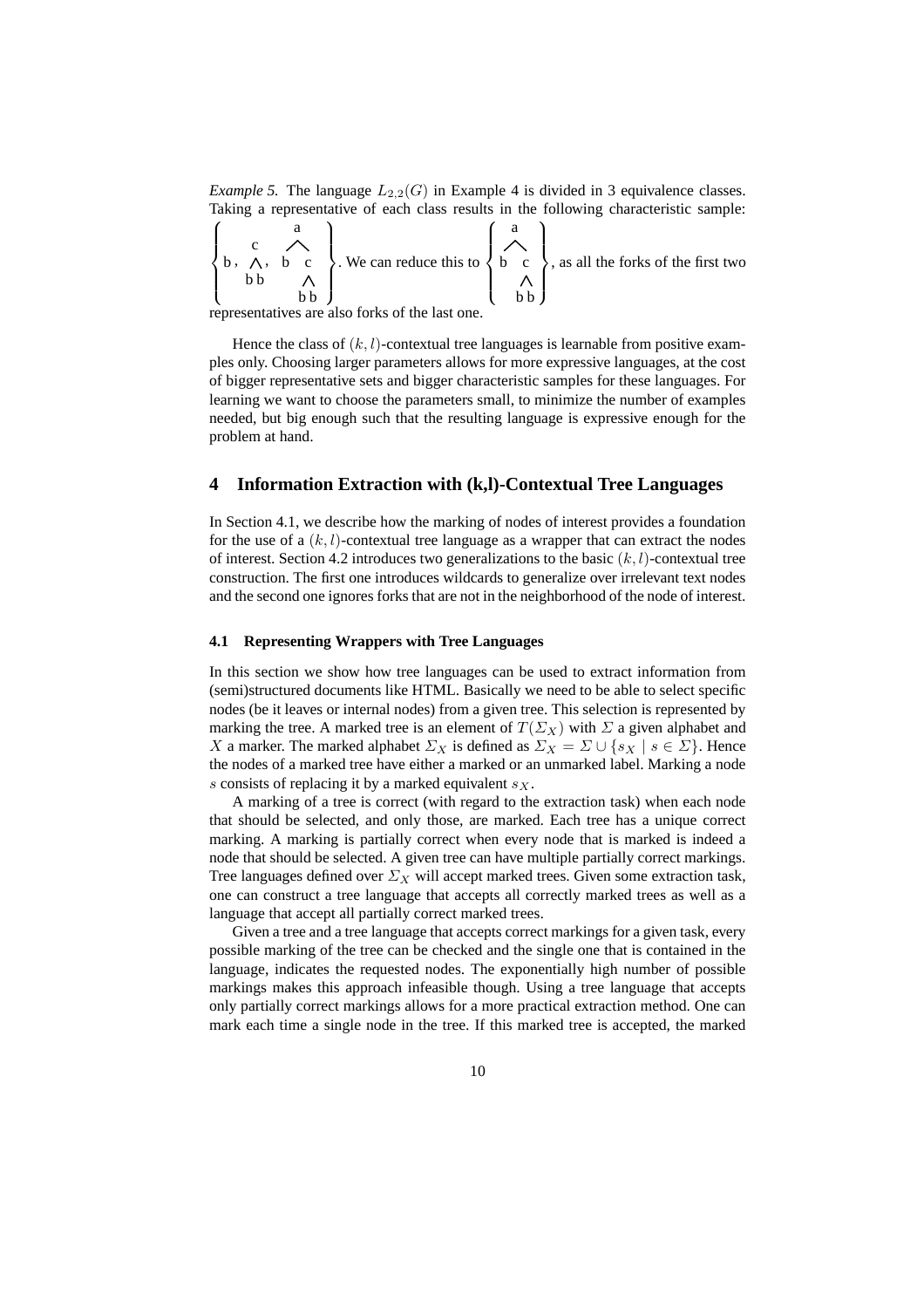*Example 5.* The language $L_{2,2}(G)$ in Example 4 is divided in 3 equivalence classes. Taking a representative of each class results in the following characteristic sample: $\left\{ b,\ c(b,b),\ a(b, c(b,b)) \right\}$. We can reduce this to $\left\{ a(b, c(b,b)) \right\}$, as all the forks of the first two representatives are also forks of the last one.

Hence the class of $(k, l)$-contextual tree languages is learnable from positive examples only. Choosing larger parameters allows for more expressive languages, at the cost of bigger representative sets and bigger characteristic samples for these languages. For learning we want to choose the parameters small, to minimize the number of examples needed, but big enough such that the resulting language is expressive enough for the problem at hand.

## 4 Information Extraction with (k,l)-Contextual Tree Languages

In Section 4.1, we describe how the marking of nodes of interest provides a foundation for the use of a $(k, l)$-contextual tree language as a wrapper that can extract the nodes of interest. Section 4.2 introduces two generalizations to the basic $(k, l)$-contextual tree construction. The first one introduces wildcards to generalize over irrelevant text nodes and the second one ignores forks that are not in the neighborhood of the node of interest.

### 4.1 Representing Wrappers with Tree Languages

In this section we show how tree languages can be used to extract information from (semi)structured documents like HTML. Basically we need to be able to select specific nodes (be it leaves or internal nodes) from a given tree. This selection is represented by marking the tree. A marked tree is an element of $T(\Sigma_X)$ with $\Sigma$ a given alphabet and $X$ a marker. The marked alphabet $\Sigma_X$ is defined as $\Sigma_X = \Sigma \cup \{s_X \mid s \in \Sigma\}$. Hence the nodes of a marked tree have either a marked or an unmarked label. Marking a node $s$ consists of replacing it by a marked equivalent $s_X$.

A marking of a tree is correct (with regard to the extraction task) when each node that should be selected, and only those, are marked. Each tree has a unique correct marking. A marking is partially correct when every node that is marked is indeed a node that should be selected. A given tree can have multiple partially correct markings. Tree languages defined over $\Sigma_X$ will accept marked trees. Given some extraction task, one can construct a tree language that accepts all correctly marked trees as well as a language that accept all partially correct marked trees.

Given a tree and a tree language that accepts correct markings for a given task, every possible marking of the tree can be checked and the single one that is contained in the language, indicates the requested nodes. The exponentially high number of possible markings makes this approach infeasible though. Using a tree language that accepts only partially correct markings allows for a more practical extraction method. One can mark each time a single node in the tree. If this marked tree is accepted, the marked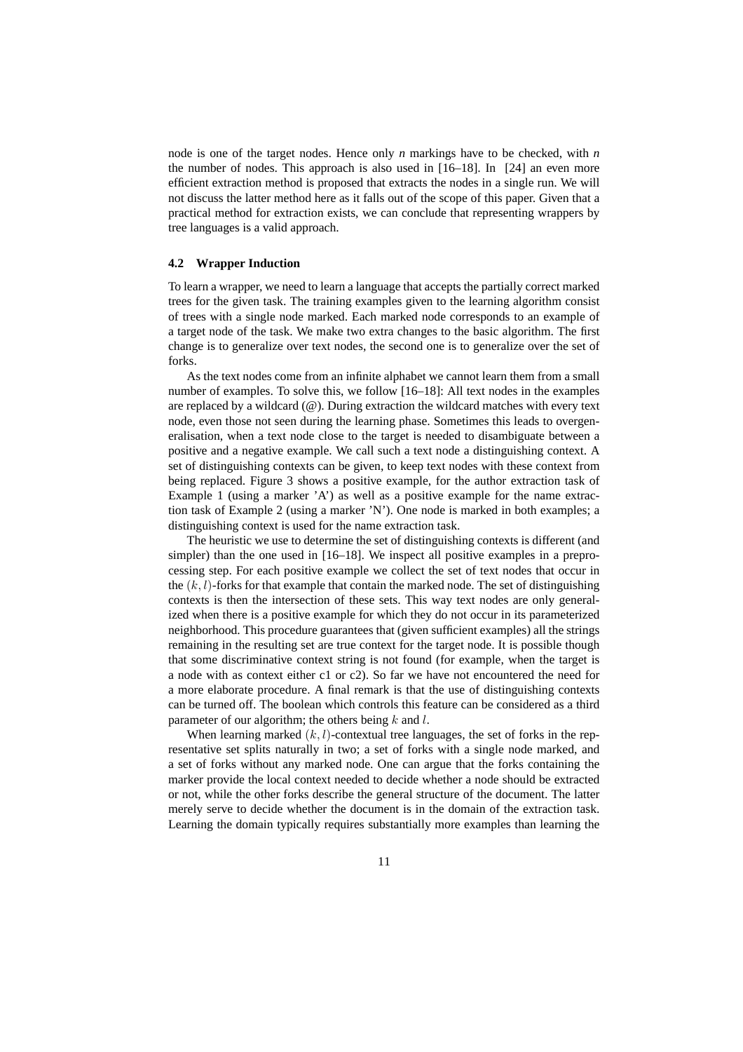node is one of the target nodes. Hence only *n* markings have to be checked, with *n* the number of nodes. This approach is also used in [16–18]. In [24] an even more efficient extraction method is proposed that extracts the nodes in a single run. We will not discuss the latter method here as it falls out of the scope of this paper. Given that a practical method for extraction exists, we can conclude that representing wrappers by tree languages is a valid approach.

### 4.2 Wrapper Induction

To learn a wrapper, we need to learn a language that accepts the partially correct marked trees for the given task. The training examples given to the learning algorithm consist of trees with a single node marked. Each marked node corresponds to an example of a target node of the task. We make two extra changes to the basic algorithm. The first change is to generalize over text nodes, the second one is to generalize over the set of forks.

As the text nodes come from an infinite alphabet we cannot learn them from a small number of examples. To solve this, we follow [16–18]: All text nodes in the examples are replaced by a wildcard (@). During extraction the wildcard matches with every text node, even those not seen during the learning phase. Sometimes this leads to overgeneralisation, when a text node close to the target is needed to disambiguate between a positive and a negative example. We call such a text node a distinguishing context. A set of distinguishing contexts can be given, to keep text nodes with these context from being replaced. Figure 3 shows a positive example, for the author extraction task of Example 1 (using a marker 'A') as well as a positive example for the name extraction task of Example 2 (using a marker 'N'). One node is marked in both examples; a distinguishing context is used for the name extraction task.

The heuristic we use to determine the set of distinguishing contexts is different (and simpler) than the one used in [16–18]. We inspect all positive examples in a preprocessing step. For each positive example we collect the set of text nodes that occur in the $(k, l)$-forks for that example that contain the marked node. The set of distinguishing contexts is then the intersection of these sets. This way text nodes are only generalized when there is a positive example for which they do not occur in its parameterized neighborhood. This procedure guarantees that (given sufficient examples) all the strings remaining in the resulting set are true context for the target node. It is possible though that some discriminative context string is not found (for example, when the target is a node with as context either c1 or c2). So far we have not encountered the need for a more elaborate procedure. A final remark is that the use of distinguishing contexts can be turned off. The boolean which controls this feature can be considered as a third parameter of our algorithm; the others being $k$ and $l$.

When learning marked $(k, l)$-contextual tree languages, the set of forks in the representative set splits naturally in two; a set of forks with a single node marked, and a set of forks without any marked node. One can argue that the forks containing the marker provide the local context needed to decide whether a node should be extracted or not, while the other forks describe the general structure of the document. The latter merely serve to decide whether the document is in the domain of the extraction task. Learning the domain typically requires substantially more examples than learning the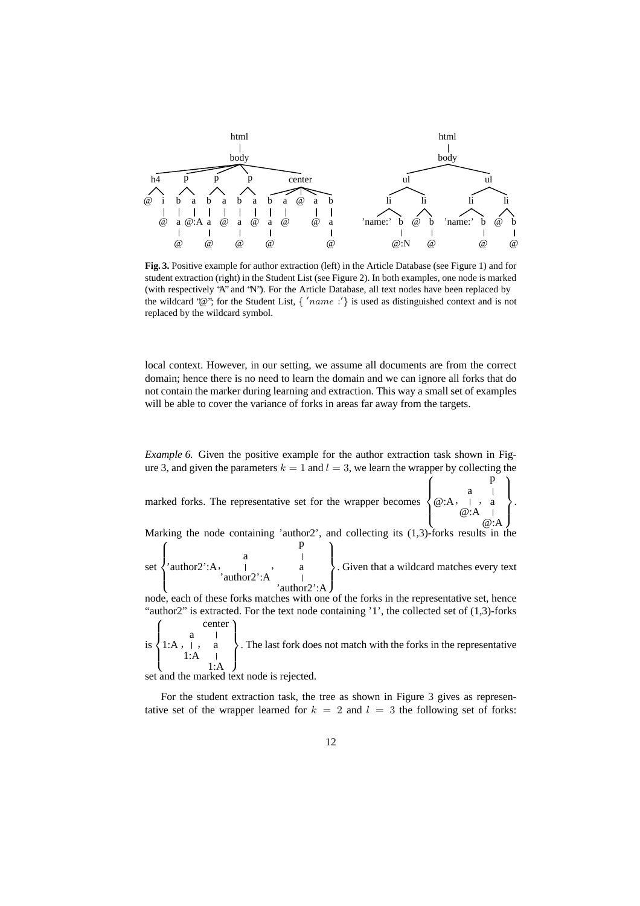**Fig. 3.** Positive example for author extraction (left) in the Article Database (see Figure 1) and for student extraction (right) in the Student List (see Figure 2). In both examples, one node is marked (with respectively "A" and "N"). For the Article Database, all text nodes have been replaced by the wildcard "@"; for the Student List, $\{'name:'\}$ is used as distinguished context and is not replaced by the wildcard symbol.

local context. However, in our setting, we assume all documents are from the correct domain; hence there is no need to learn the domain and we can ignore all forks that do not contain the marker during learning and extraction. This way a small set of examples will be able to cover the variance of forks in areas far away from the targets.

*Example 6.* Given the positive example for the author extraction task shown in Figure 3, and given the parameters $k = 1$ and $l = 3$, we learn the wrapper by collecting the marked forks. The representative set for the wrapper becomes $\left\{ @{:}A, \begin{array}{c} a \\ | \\ @{:}A \end{array}, \begin{array}{c} p \\ | \\ a \\ | \\ @{:}A \end{array} \right\}$.

Marking the node containing 'author2', and collecting its (1,3)-forks results in the set $\left\{ \text{'author2'}{:}A, \begin{array}{c} a \\ | \\ \text{'author2'}{:}A \end{array}, \begin{array}{c} p \\ | \\ a \\ | \\ \text{'author2'}{:}A \end{array} \right\}$. Given that a wildcard matches every text node, each of these forks matches with one of the forks in the representative set, hence "author2" is extracted. For the text node containing '1', the collected set of (1,3)-forks is $\left\{ 1{:}A, \begin{array}{c} a \\ | \\ 1{:}A \end{array}, \begin{array}{c} center \\ | \\ a \\ | \\ 1{:}A \end{array} \right\}$. The last fork does not match with the forks in the representative set and the marked text node is rejected.

For the student extraction task, the tree as shown in Figure 3 gives as representative set of the wrapper learned for $k = 2$ and $l = 3$ the following set of forks: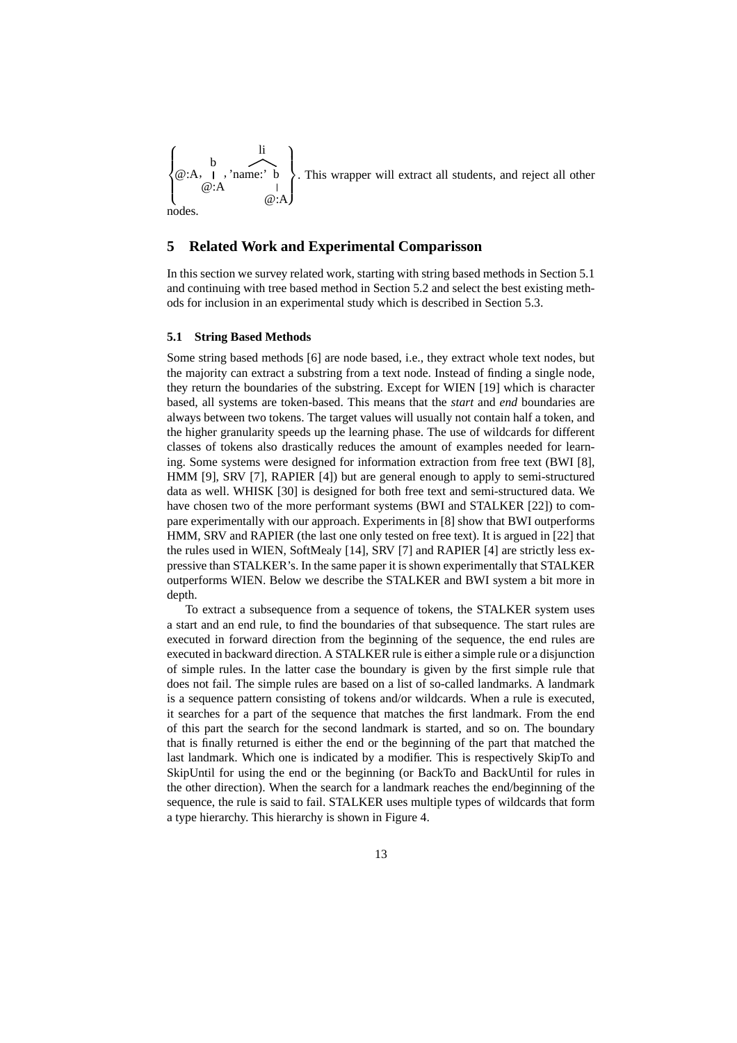$\left\{ @{:}A,\ \begin{array}{c} \text{b} \\ | \\ @{:}A \end{array},\ \text{'name:'}\ \begin{array}{c} \text{li} \\ \frown \\ \text{b} \\ | \\ @{:}A \end{array} \right\}$. This wrapper will extract all students, and reject all other nodes.

## 5 Related Work and Experimental Comparisson

In this section we survey related work, starting with string based methods in Section 5.1 and continuing with tree based method in Section 5.2 and select the best existing methods for inclusion in an experimental study which is described in Section 5.3.

### 5.1 String Based Methods

Some string based methods [6] are node based, i.e., they extract whole text nodes, but the majority can extract a substring from a text node. Instead of finding a single node, they return the boundaries of the substring. Except for WIEN [19] which is character based, all systems are token-based. This means that the *start* and *end* boundaries are always between two tokens. The target values will usually not contain half a token, and the higher granularity speeds up the learning phase. The use of wildcards for different classes of tokens also drastically reduces the amount of examples needed for learning. Some systems were designed for information extraction from free text (BWI [8], HMM [9], SRV [7], RAPIER [4]) but are general enough to apply to semi-structured data as well. WHISK [30] is designed for both free text and semi-structured data. We have chosen two of the more performant systems (BWI and STALKER [22]) to compare experimentally with our approach. Experiments in [8] show that BWI outperforms HMM, SRV and RAPIER (the last one only tested on free text). It is argued in [22] that the rules used in WIEN, SoftMealy [14], SRV [7] and RAPIER [4] are strictly less expressive than STALKER's. In the same paper it is shown experimentally that STALKER outperforms WIEN. Below we describe the STALKER and BWI system a bit more in depth.

To extract a subsequence from a sequence of tokens, the STALKER system uses a start and an end rule, to find the boundaries of that subsequence. The start rules are executed in forward direction from the beginning of the sequence, the end rules are executed in backward direction. A STALKER rule is either a simple rule or a disjunction of simple rules. In the latter case the boundary is given by the first simple rule that does not fail. The simple rules are based on a list of so-called landmarks. A landmark is a sequence pattern consisting of tokens and/or wildcards. When a rule is executed, it searches for a part of the sequence that matches the first landmark. From the end of this part the search for the second landmark is started, and so on. The boundary that is finally returned is either the end or the beginning of the part that matched the last landmark. Which one is indicated by a modifier. This is respectively SkipTo and SkipUntil for using the end or the beginning (or BackTo and BackUntil for rules in the other direction). When the search for a landmark reaches the end/beginning of the sequence, the rule is said to fail. STALKER uses multiple types of wildcards that form a type hierarchy. This hierarchy is shown in Figure 4.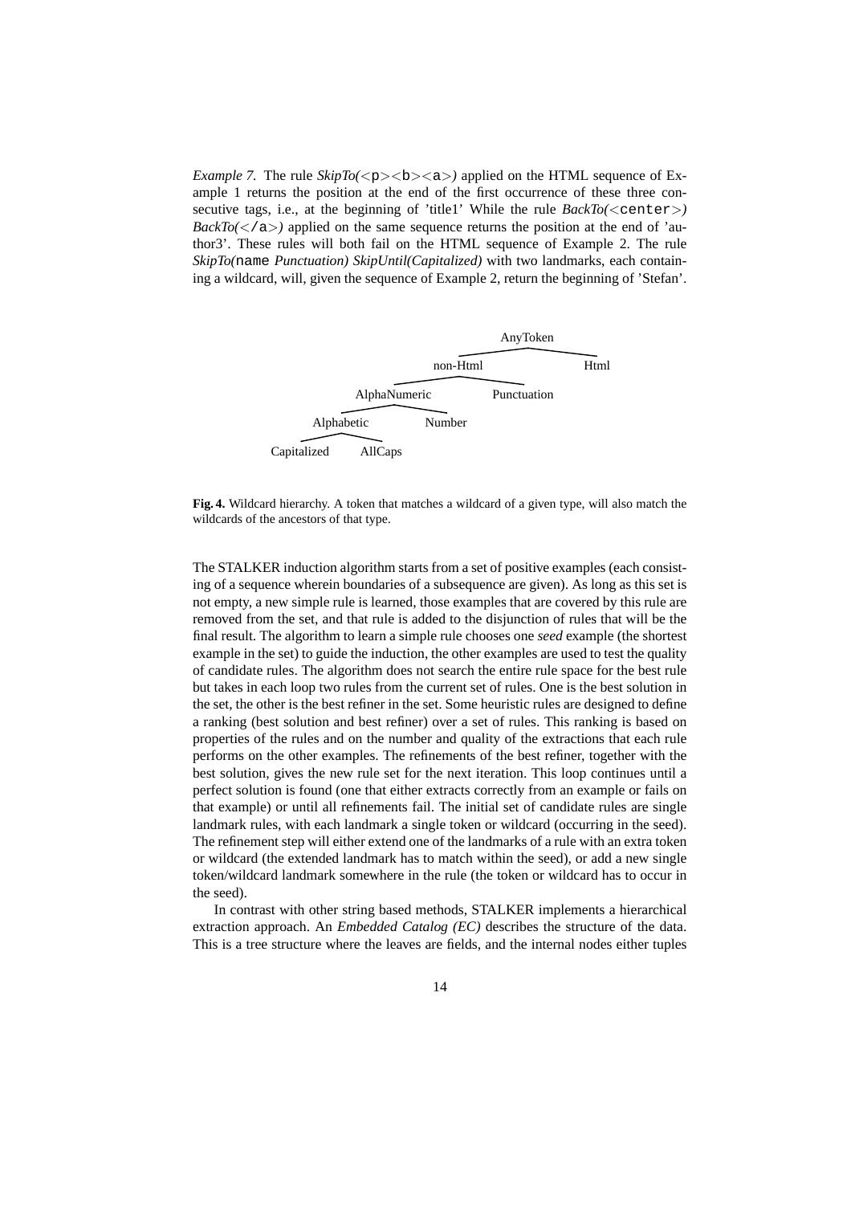*Example 7.* The rule *SkipTo(*<`p`><`b`><`a`>*)* applied on the HTML sequence of Example 1 returns the position at the end of the first occurrence of these three consecutive tags, i.e., at the beginning of 'title1' While the rule *BackTo(*<`center`>*) BackTo(*<`/a`>*)* applied on the same sequence returns the position at the end of 'author3'. These rules will both fail on the HTML sequence of Example 2. The rule *SkipTo(*`name` *Punctuation) SkipUntil(Capitalized)* with two landmarks, each containing a wildcard, will, given the sequence of Example 2, return the beginning of 'Stefan'.

**Fig. 4.** Wildcard hierarchy. A token that matches a wildcard of a given type, will also match the wildcards of the ancestors of that type.

The STALKER induction algorithm starts from a set of positive examples (each consisting of a sequence wherein boundaries of a subsequence are given). As long as this set is not empty, a new simple rule is learned, those examples that are covered by this rule are removed from the set, and that rule is added to the disjunction of rules that will be the final result. The algorithm to learn a simple rule chooses one *seed* example (the shortest example in the set) to guide the induction, the other examples are used to test the quality of candidate rules. The algorithm does not search the entire rule space for the best rule but takes in each loop two rules from the current set of rules. One is the best solution in the set, the other is the best refiner in the set. Some heuristic rules are designed to define a ranking (best solution and best refiner) over a set of rules. This ranking is based on properties of the rules and on the number and quality of the extractions that each rule performs on the other examples. The refinements of the best refiner, together with the best solution, gives the new rule set for the next iteration. This loop continues until a perfect solution is found (one that either extracts correctly from an example or fails on that example) or until all refinements fail. The initial set of candidate rules are single landmark rules, with each landmark a single token or wildcard (occurring in the seed). The refinement step will either extend one of the landmarks of a rule with an extra token or wildcard (the extended landmark has to match within the seed), or add a new single token/wildcard landmark somewhere in the rule (the token or wildcard has to occur in the seed).

In contrast with other string based methods, STALKER implements a hierarchical extraction approach. An *Embedded Catalog (EC)* describes the structure of the data. This is a tree structure where the leaves are fields, and the internal nodes either tuples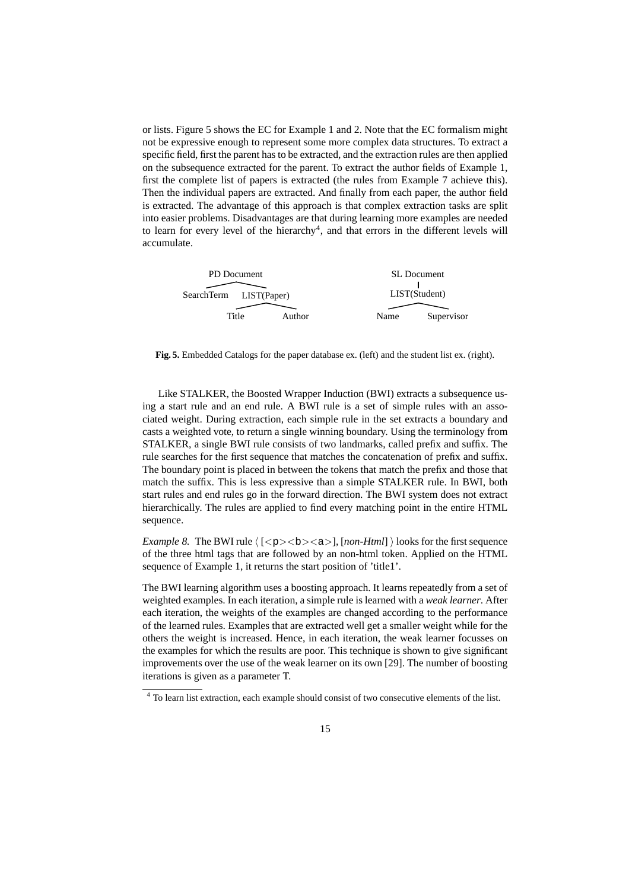or lists. Figure 5 shows the EC for Example 1 and 2. Note that the EC formalism might not be expressive enough to represent some more complex data structures. To extract a specific field, first the parent has to be extracted, and the extraction rules are then applied on the subsequence extracted for the parent. To extract the author fields of Example 1, first the complete list of papers is extracted (the rules from Example 7 achieve this). Then the individual papers are extracted. And finally from each paper, the author field is extracted. The advantage of this approach is that complex extraction tasks are split into easier problems. Disadvantages are that during learning more examples are needed to learn for every level of the hierarchy[4], and that errors in the different levels will accumulate.

```
          PD Document                              SL Document
         /           \                                  |
  SearchTerm     LIST(Paper)                      LIST(Student)
                 /         \                      /           \
             Title        Author               Name        Supervisor
```

**Fig. 5.** Embedded Catalogs for the paper database ex. (left) and the student list ex. (right).

Like STALKER, the Boosted Wrapper Induction (BWI) extracts a subsequence using a start rule and an end rule. A BWI rule is a set of simple rules with an associated weight. During extraction, each simple rule in the set extracts a boundary and casts a weighted vote, to return a single winning boundary. Using the terminology from STALKER, a single BWI rule consists of two landmarks, called prefix and suffix. The rule searches for the first sequence that matches the concatenation of prefix and suffix. The boundary point is placed in between the tokens that match the prefix and those that match the suffix. This is less expressive than a simple STALKER rule. In BWI, both start rules and end rules go in the forward direction. The BWI system does not extract hierarchically. The rules are applied to find every matching point in the entire HTML sequence.

*Example 8.* The BWI rule ⟨ [`<p><b><a>`], [*non-Html*] ⟩ looks for the first sequence of the three html tags that are followed by an non-html token. Applied on the HTML sequence of Example 1, it returns the start position of 'title1'.

The BWI learning algorithm uses a boosting approach. It learns repeatedly from a set of weighted examples. In each iteration, a simple rule is learned with a *weak learner*. After each iteration, the weights of the examples are changed according to the performance of the learned rules. Examples that are extracted well get a smaller weight while for the others the weight is increased. Hence, in each iteration, the weak learner focusses on the examples for which the results are poor. This technique is shown to give significant improvements over the use of the weak learner on its own [29]. The number of boosting iterations is given as a parameter T.

[4] To learn list extraction, each example should consist of two consecutive elements of the list.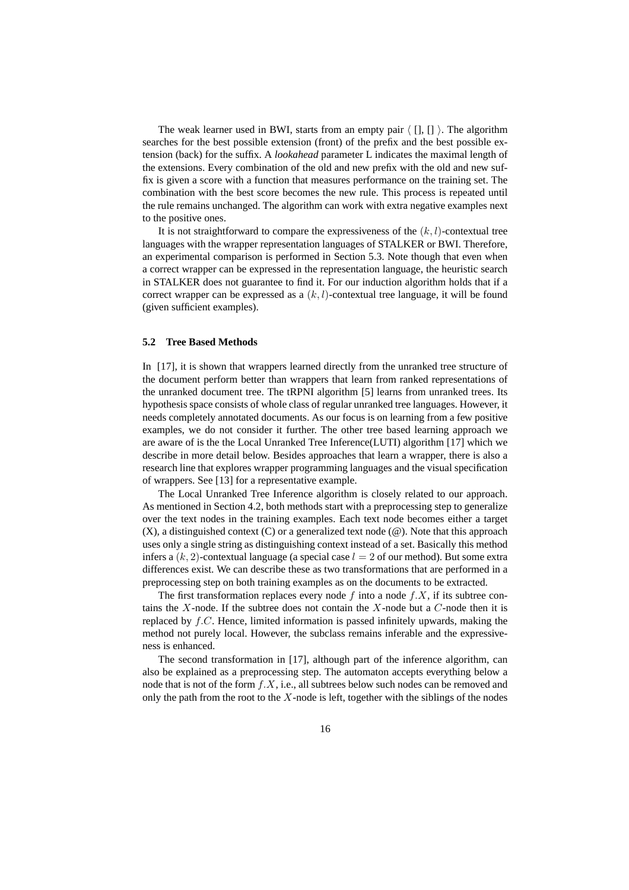The weak learner used in BWI, starts from an empty pair $\langle$ [], [] $\rangle$. The algorithm searches for the best possible extension (front) of the prefix and the best possible extension (back) for the suffix. A *lookahead* parameter L indicates the maximal length of the extensions. Every combination of the old and new prefix with the old and new suffix is given a score with a function that measures performance on the training set. The combination with the best score becomes the new rule. This process is repeated until the rule remains unchanged. The algorithm can work with extra negative examples next to the positive ones.

It is not straightforward to compare the expressiveness of the $(k, l)$-contextual tree languages with the wrapper representation languages of STALKER or BWI. Therefore, an experimental comparison is performed in Section 5.3. Note though that even when a correct wrapper can be expressed in the representation language, the heuristic search in STALKER does not guarantee to find it. For our induction algorithm holds that if a correct wrapper can be expressed as a $(k, l)$-contextual tree language, it will be found (given sufficient examples).

### 5.2 Tree Based Methods

In [17], it is shown that wrappers learned directly from the unranked tree structure of the document perform better than wrappers that learn from ranked representations of the unranked document tree. The tRPNI algorithm [5] learns from unranked trees. Its hypothesis space consists of whole class of regular unranked tree languages. However, it needs completely annotated documents. As our focus is on learning from a few positive examples, we do not consider it further. The other tree based learning approach we are aware of is the the Local Unranked Tree Inference(LUTI) algorithm [17] which we describe in more detail below. Besides approaches that learn a wrapper, there is also a research line that explores wrapper programming languages and the visual specification of wrappers. See [13] for a representative example.

The Local Unranked Tree Inference algorithm is closely related to our approach. As mentioned in Section 4.2, both methods start with a preprocessing step to generalize over the text nodes in the training examples. Each text node becomes either a target (X), a distinguished context (C) or a generalized text node (@). Note that this approach uses only a single string as distinguishing context instead of a set. Basically this method infers a $(k, 2)$-contextual language (a special case $l = 2$ of our method). But some extra differences exist. We can describe these as two transformations that are performed in a preprocessing step on both training examples as on the documents to be extracted.

The first transformation replaces every node $f$ into a node $f.X$, if its subtree contains the $X$-node. If the subtree does not contain the $X$-node but a $C$-node then it is replaced by $f.C$. Hence, limited information is passed infinitely upwards, making the method not purely local. However, the subclass remains inferable and the expressiveness is enhanced.

The second transformation in [17], although part of the inference algorithm, can also be explained as a preprocessing step. The automaton accepts everything below a node that is not of the form $f.X$, i.e., all subtrees below such nodes can be removed and only the path from the root to the $X$-node is left, together with the siblings of the nodes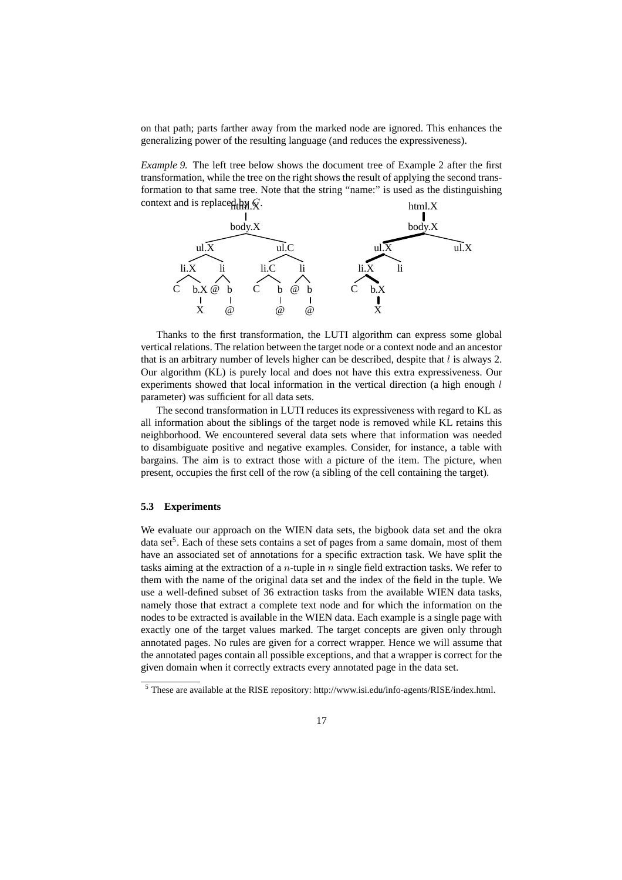on that path; parts farther away from the marked node are ignored. This enhances the generalizing power of the resulting language (and reduces the expressiveness).

*Example 9.* The left tree below shows the document tree of Example 2 after the first transformation, while the tree on the right shows the result of applying the second transformation to that same tree. Note that the string "name:" is used as the distinguishing context and is replaced by $C$.

Thanks to the first transformation, the LUTI algorithm can express some global vertical relations. The relation between the target node or a context node and an ancestor that is an arbitrary number of levels higher can be described, despite that $l$ is always 2. Our algorithm (KL) is purely local and does not have this extra expressiveness. Our experiments showed that local information in the vertical direction (a high enough $l$ parameter) was sufficient for all data sets.

The second transformation in LUTI reduces its expressiveness with regard to KL as all information about the siblings of the target node is removed while KL retains this neighborhood. We encountered several data sets where that information was needed to disambiguate positive and negative examples. Consider, for instance, a table with bargains. The aim is to extract those with a picture of the item. The picture, when present, occupies the first cell of the row (a sibling of the cell containing the target).

### 5.3 Experiments

We evaluate our approach on the WIEN data sets, the bigbook data set and the okra data set[5]. Each of these sets contains a set of pages from a same domain, most of them have an associated set of annotations for a specific extraction task. We have split the tasks aiming at the extraction of a $n$-tuple in $n$ single field extraction tasks. We refer to them with the name of the original data set and the index of the field in the tuple. We use a well-defined subset of 36 extraction tasks from the available WIEN data tasks, namely those that extract a complete text node and for which the information on the nodes to be extracted is available in the WIEN data. Each example is a single page with exactly one of the target values marked. The target concepts are given only through annotated pages. No rules are given for a correct wrapper. Hence we will assume that the annotated pages contain all possible exceptions, and that a wrapper is correct for the given domain when it correctly extracts every annotated page in the data set.

[5] These are available at the RISE repository: http://www.isi.edu/info-agents/RISE/index.html.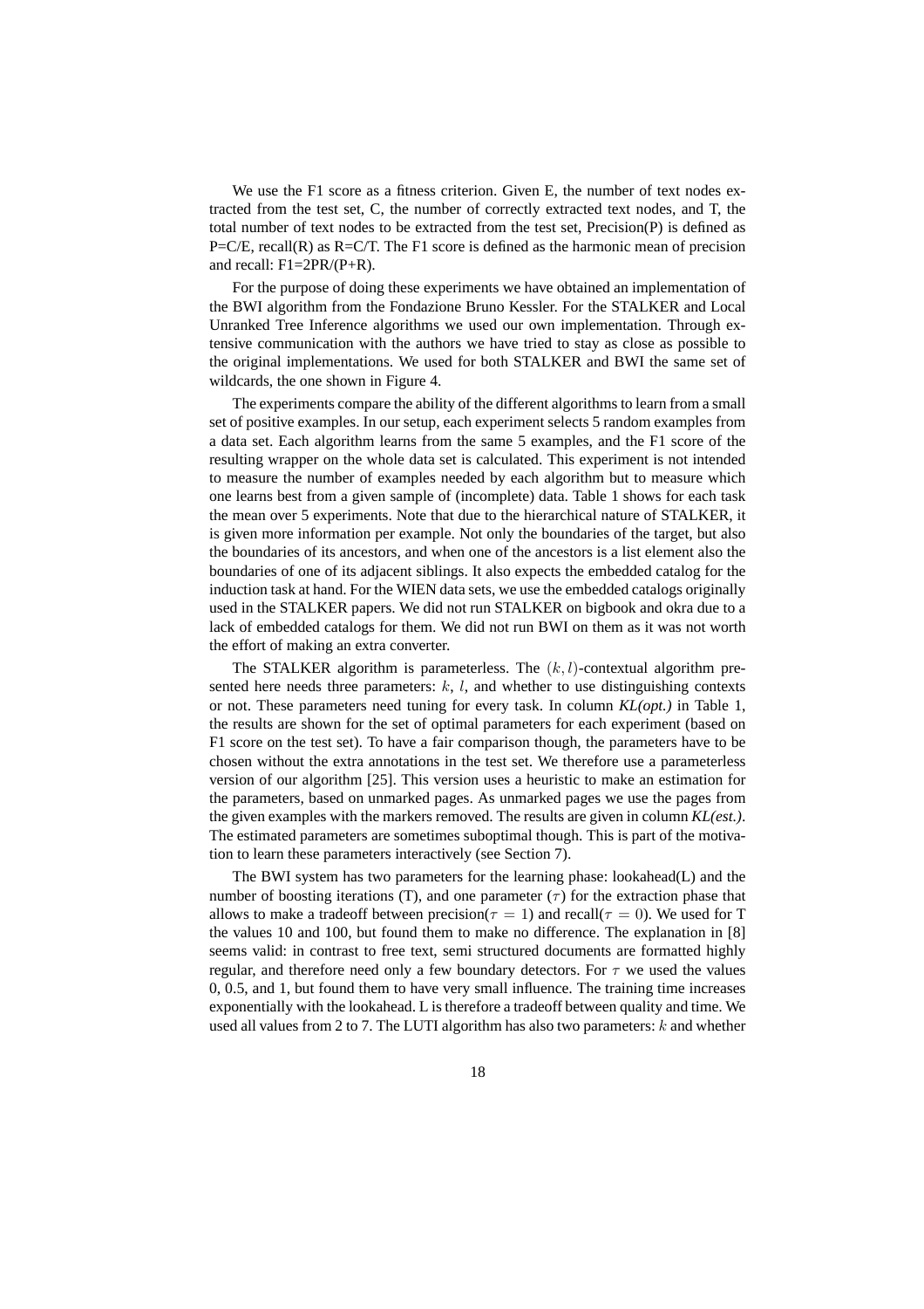We use the F1 score as a fitness criterion. Given E, the number of text nodes extracted from the test set, C, the number of correctly extracted text nodes, and T, the total number of text nodes to be extracted from the test set, Precision(P) is defined as P=C/E, recall(R) as R=C/T. The F1 score is defined as the harmonic mean of precision and recall: F1=2PR/(P+R).

For the purpose of doing these experiments we have obtained an implementation of the BWI algorithm from the Fondazione Bruno Kessler. For the STALKER and Local Unranked Tree Inference algorithms we used our own implementation. Through extensive communication with the authors we have tried to stay as close as possible to the original implementations. We used for both STALKER and BWI the same set of wildcards, the one shown in Figure 4.

The experiments compare the ability of the different algorithms to learn from a small set of positive examples. In our setup, each experiment selects 5 random examples from a data set. Each algorithm learns from the same 5 examples, and the F1 score of the resulting wrapper on the whole data set is calculated. This experiment is not intended to measure the number of examples needed by each algorithm but to measure which one learns best from a given sample of (incomplete) data. Table 1 shows for each task the mean over 5 experiments. Note that due to the hierarchical nature of STALKER, it is given more information per example. Not only the boundaries of the target, but also the boundaries of its ancestors, and when one of the ancestors is a list element also the boundaries of one of its adjacent siblings. It also expects the embedded catalog for the induction task at hand. For the WIEN data sets, we use the embedded catalogs originally used in the STALKER papers. We did not run STALKER on bigbook and okra due to a lack of embedded catalogs for them. We did not run BWI on them as it was not worth the effort of making an extra converter.

The STALKER algorithm is parameterless. The $(k, l)$-contextual algorithm presented here needs three parameters: $k$, $l$, and whether to use distinguishing contexts or not. These parameters need tuning for every task. In column *KL(opt.)* in Table 1, the results are shown for the set of optimal parameters for each experiment (based on F1 score on the test set). To have a fair comparison though, the parameters have to be chosen without the extra annotations in the test set. We therefore use a parameterless version of our algorithm [25]. This version uses a heuristic to make an estimation for the parameters, based on unmarked pages. As unmarked pages we use the pages from the given examples with the markers removed. The results are given in column *KL(est.)*. The estimated parameters are sometimes suboptimal though. This is part of the motivation to learn these parameters interactively (see Section 7).

The BWI system has two parameters for the learning phase: lookahead(L) and the number of boosting iterations (T), and one parameter ($\tau$) for the extraction phase that allows to make a tradeoff between precision($\tau = 1$) and recall($\tau = 0$). We used for T the values 10 and 100, but found them to make no difference. The explanation in [8] seems valid: in contrast to free text, semi structured documents are formatted highly regular, and therefore need only a few boundary detectors. For $\tau$ we used the values 0, 0.5, and 1, but found them to have very small influence. The training time increases exponentially with the lookahead. L is therefore a tradeoff between quality and time. We used all values from 2 to 7. The LUTI algorithm has also two parameters: $k$ and whether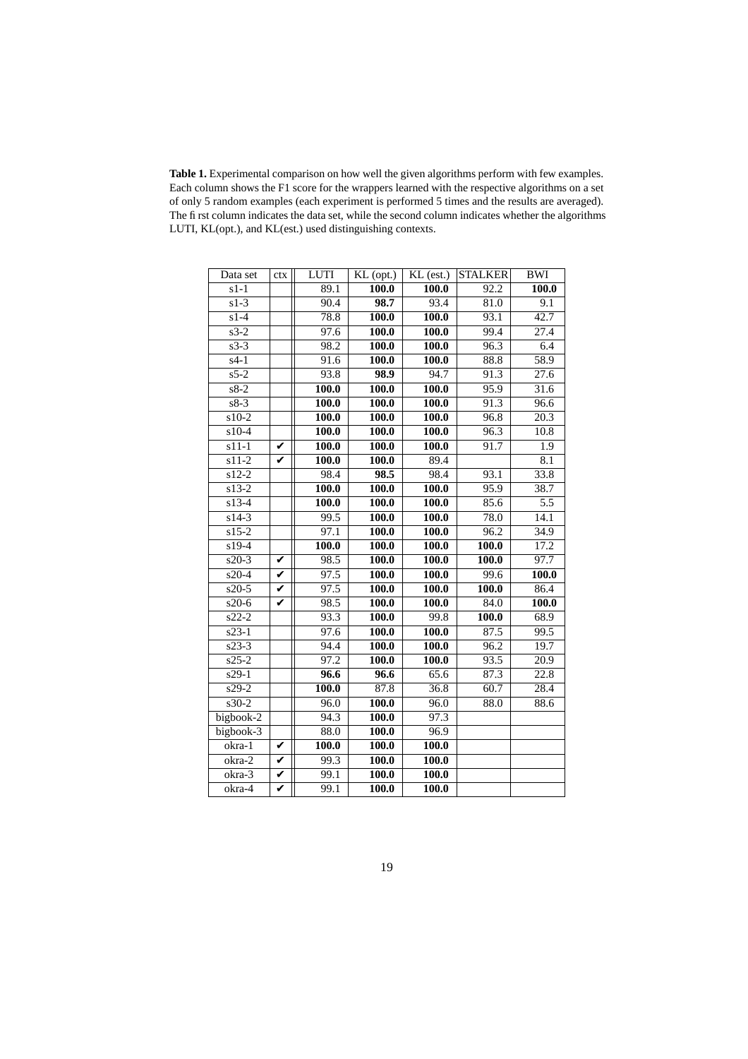**Table 1.** Experimental comparison on how well the given algorithms perform with few examples. Each column shows the F1 score for the wrappers learned with the respective algorithms on a set of only 5 random examples (each experiment is performed 5 times and the results are averaged). The first column indicates the data set, while the second column indicates whether the algorithms LUTI, KL(opt.), and KL(est.) used distinguishing contexts.

| Data set | ctx | LUTI | KL (opt.) | KL (est.) | STALKER | BWI |
|---|---|---|---|---|---|---|
| s1-1 | | 89.1 | **100.0** | **100.0** | 92.2 | **100.0** |
| s1-3 | | 90.4 | **98.7** | 93.4 | 81.0 | 9.1 |
| s1-4 | | 78.8 | **100.0** | **100.0** | 93.1 | 42.7 |
| s3-2 | | 97.6 | **100.0** | **100.0** | 99.4 | 27.4 |
| s3-3 | | 98.2 | **100.0** | **100.0** | 96.3 | 6.4 |
| s4-1 | | 91.6 | **100.0** | **100.0** | 88.8 | 58.9 |
| s5-2 | | 93.8 | **98.9** | 94.7 | 91.3 | 27.6 |
| s8-2 | | **100.0** | **100.0** | **100.0** | 95.9 | 31.6 |
| s8-3 | | **100.0** | **100.0** | **100.0** | 91.3 | 96.6 |
| s10-2 | | **100.0** | **100.0** | **100.0** | 96.8 | 20.3 |
| s10-4 | | **100.0** | **100.0** | **100.0** | 96.3 | 10.8 |
| s11-1 | ✔ | **100.0** | **100.0** | **100.0** | 91.7 | 1.9 |
| s11-2 | ✔ | **100.0** | **100.0** | 89.4 | | 8.1 |
| s12-2 | | 98.4 | **98.5** | 98.4 | 93.1 | 33.8 |
| s13-2 | | **100.0** | **100.0** | **100.0** | 95.9 | 38.7 |
| s13-4 | | **100.0** | **100.0** | **100.0** | 85.6 | 5.5 |
| s14-3 | | 99.5 | **100.0** | **100.0** | 78.0 | 14.1 |
| s15-2 | | 97.1 | **100.0** | **100.0** | 96.2 | 34.9 |
| s19-4 | | **100.0** | **100.0** | **100.0** | **100.0** | 17.2 |
| s20-3 | ✔ | 98.5 | **100.0** | **100.0** | **100.0** | 97.7 |
| s20-4 | ✔ | 97.5 | **100.0** | **100.0** | 99.6 | **100.0** |
| s20-5 | ✔ | 97.5 | **100.0** | **100.0** | **100.0** | 86.4 |
| s20-6 | ✔ | 98.5 | **100.0** | **100.0** | 84.0 | **100.0** |
| s22-2 | | 93.3 | **100.0** | 99.8 | **100.0** | 68.9 |
| s23-1 | | 97.6 | **100.0** | **100.0** | 87.5 | 99.5 |
| s23-3 | | 94.4 | **100.0** | **100.0** | 96.2 | 19.7 |
| s25-2 | | 97.2 | **100.0** | **100.0** | 93.5 | 20.9 |
| s29-1 | | **96.6** | **96.6** | 65.6 | 87.3 | 22.8 |
| s29-2 | | **100.0** | 87.8 | 36.8 | 60.7 | 28.4 |
| s30-2 | | 96.0 | **100.0** | 96.0 | 88.0 | 88.6 |
| bigbook-2 | | 94.3 | **100.0** | 97.3 | | |
| bigbook-3 | | 88.0 | **100.0** | 96.9 | | |
| okra-1 | ✔ | **100.0** | **100.0** | **100.0** | | |
| okra-2 | ✔ | 99.3 | **100.0** | **100.0** | | |
| okra-3 | ✔ | 99.1 | **100.0** | **100.0** | | |
| okra-4 | ✔ | 99.1 | **100.0** | **100.0** | | |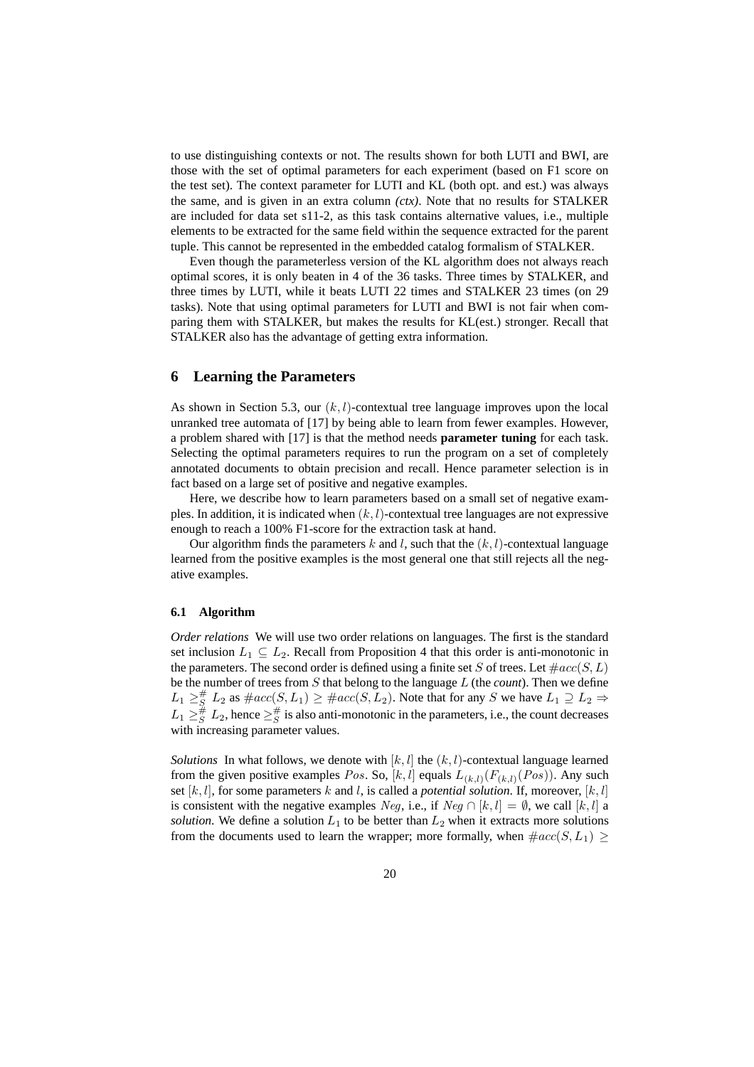to use distinguishing contexts or not. The results shown for both LUTI and BWI, are those with the set of optimal parameters for each experiment (based on F1 score on the test set). The context parameter for LUTI and KL (both opt. and est.) was always the same, and is given in an extra column *(ctx)*. Note that no results for STALKER are included for data set s11-2, as this task contains alternative values, i.e., multiple elements to be extracted for the same field within the sequence extracted for the parent tuple. This cannot be represented in the embedded catalog formalism of STALKER.

Even though the parameterless version of the KL algorithm does not always reach optimal scores, it is only beaten in 4 of the 36 tasks. Three times by STALKER, and three times by LUTI, while it beats LUTI 22 times and STALKER 23 times (on 29 tasks). Note that using optimal parameters for LUTI and BWI is not fair when comparing them with STALKER, but makes the results for KL(est.) stronger. Recall that STALKER also has the advantage of getting extra information.

## 6 Learning the Parameters

As shown in Section 5.3, our $(k, l)$-contextual tree language improves upon the local unranked tree automata of [17] by being able to learn from fewer examples. However, a problem shared with [17] is that the method needs **parameter tuning** for each task. Selecting the optimal parameters requires to run the program on a set of completely annotated documents to obtain precision and recall. Hence parameter selection is in fact based on a large set of positive and negative examples.

Here, we describe how to learn parameters based on a small set of negative examples. In addition, it is indicated when $(k, l)$-contextual tree languages are not expressive enough to reach a 100% F1-score for the extraction task at hand.

Our algorithm finds the parameters $k$ and $l$, such that the $(k, l)$-contextual language learned from the positive examples is the most general one that still rejects all the negative examples.

### 6.1 Algorithm

*Order relations* We will use two order relations on languages. The first is the standard set inclusion $L_1 \subseteq L_2$. Recall from Proposition 4 that this order is anti-monotonic in the parameters. The second order is defined using a finite set $S$ of trees. Let $\#acc(S, L)$ be the number of trees from $S$ that belong to the language $L$ (the *count*). Then we define $L_1 \geq_S^\# L_2$ as $\#acc(S, L_1) \geq \#acc(S, L_2)$. Note that for any $S$ we have $L_1 \supseteq L_2 \Rightarrow L_1 \geq_S^\# L_2$, hence $\geq_S^\#$ is also anti-monotonic in the parameters, i.e., the count decreases with increasing parameter values.

*Solutions* In what follows, we denote with $[k, l]$ the $(k, l)$-contextual language learned from the given positive examples $Pos$. So, $[k, l]$ equals $L_{(k,l)}(F_{(k,l)}(Pos))$. Any such set $[k, l]$, for some parameters $k$ and $l$, is called a *potential solution*. If, moreover, $[k, l]$ is consistent with the negative examples $Neg$, i.e., if $Neg \cap [k, l] = \emptyset$, we call $[k, l]$ a *solution*. We define a solution $L_1$ to be better than $L_2$ when it extracts more solutions from the documents used to learn the wrapper; more formally, when $\#acc(S, L_1) \geq$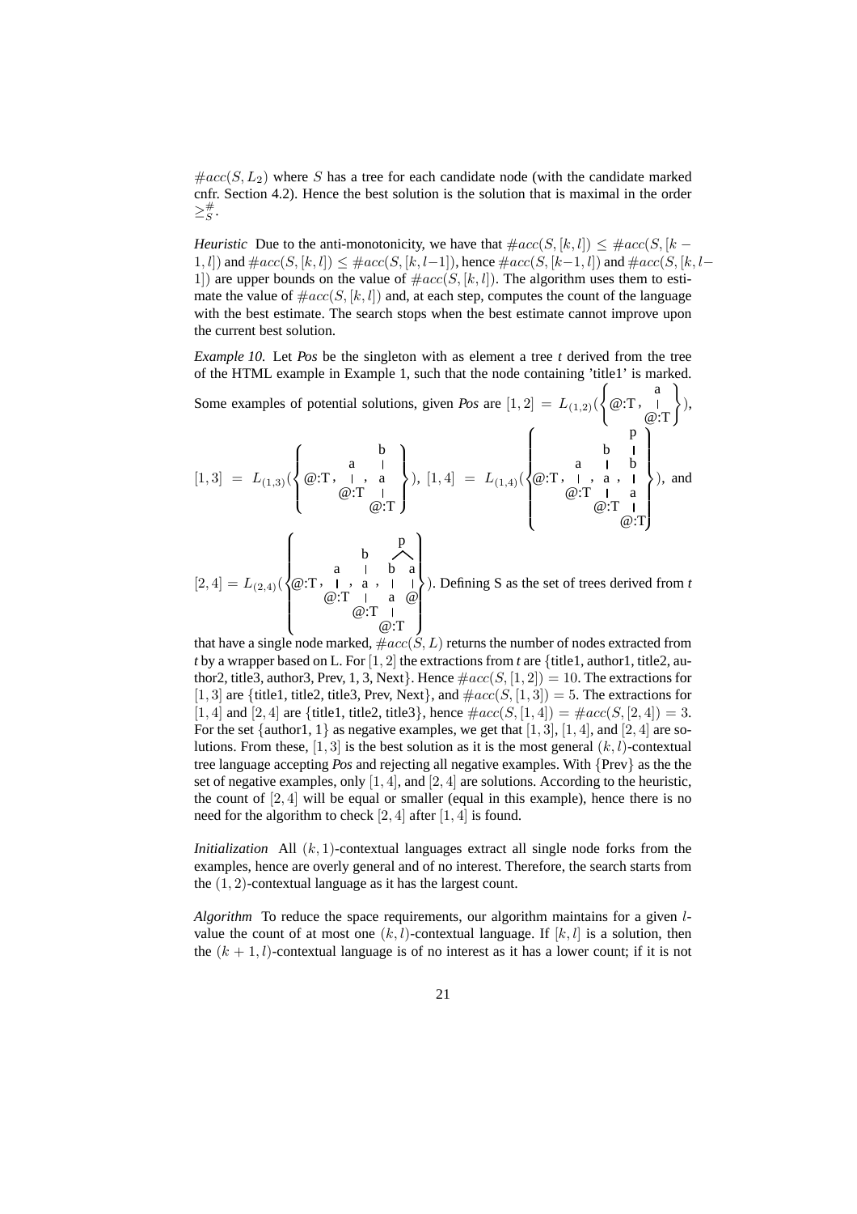$\#acc(S, L_2)$ where $S$ has a tree for each candidate node (with the candidate marked cnfr. Section 4.2). Hence the best solution is the solution that is maximal in the order $\geq_S^{\#}$.

*Heuristic* Due to the anti-monotonicity, we have that $\#acc(S, [k, l]) \leq \#acc(S, [k-1, l])$ and $\#acc(S, [k, l]) \leq \#acc(S, [k, l-1])$, hence $\#acc(S, [k-1, l])$ and $\#acc(S, [k, l-1])$ are upper bounds on the value of $\#acc(S, [k, l])$. The algorithm uses them to estimate the value of $\#acc(S, [k, l])$ and, at each step, computes the count of the language with the best estimate. The search stops when the best estimate cannot improve upon the current best solution.

*Example 10.* Let *Pos* be the singleton with as element a tree *t* derived from the tree of the HTML example in Example 1, such that the node containing 'title1' is marked. Some examples of potential solutions, given *Pos* are $[1, 2] = L_{(1,2)}(\{@{:}T, a(@{:}T)\})$, $[1, 3] = L_{(1,3)}(\{@{:}T, a(@{:}T), b(a(@{:}T))\})$, $[1, 4] = L_{(1,4)}(\{@{:}T, a(@{:}T), b(a(@{:}T)), p(b(a(@{:}T)))\})$, and $[2, 4] = L_{(2,4)}(\{@{:}T, a(@{:}T), b(a(@{:}T)), p(b(a), a(@))\})$. Defining S as the set of trees derived from *t* that have a single node marked, $\#acc(S, L)$ returns the number of nodes extracted from *t* by a wrapper based on L. For $[1, 2]$ the extractions from *t* are {title1, author1, title2, author2, title3, author3, Prev, 1, 3, Next}. Hence $\#acc(S, [1, 2]) = 10$. The extractions for $[1, 3]$ are {title1, title2, title3, Prev, Next}, and $\#acc(S, [1, 3]) = 5$. The extractions for $[1, 4]$ and $[2, 4]$ are {title1, title2, title3}, hence $\#acc(S, [1, 4]) = \#acc(S, [2, 4]) = 3$. For the set {author1, 1} as negative examples, we get that $[1, 3]$, $[1, 4]$, and $[2, 4]$ are solutions. From these, $[1, 3]$ is the best solution as it is the most general $(k, l)$-contextual tree language accepting *Pos* and rejecting all negative examples. With {Prev} as the the set of negative examples, only $[1, 4]$, and $[2, 4]$ are solutions. According to the heuristic, the count of $[2, 4]$ will be equal or smaller (equal in this example), hence there is no need for the algorithm to check $[2, 4]$ after $[1, 4]$ is found.

*Initialization* All $(k, 1)$-contextual languages extract all single node forks from the examples, hence are overly general and of no interest. Therefore, the search starts from the $(1, 2)$-contextual language as it has the largest count.

*Algorithm* To reduce the space requirements, our algorithm maintains for a given $l$-value the count of at most one $(k, l)$-contextual language. If $[k, l]$ is a solution, then the $(k+1, l)$-contextual language is of no interest as it has a lower count; if it is not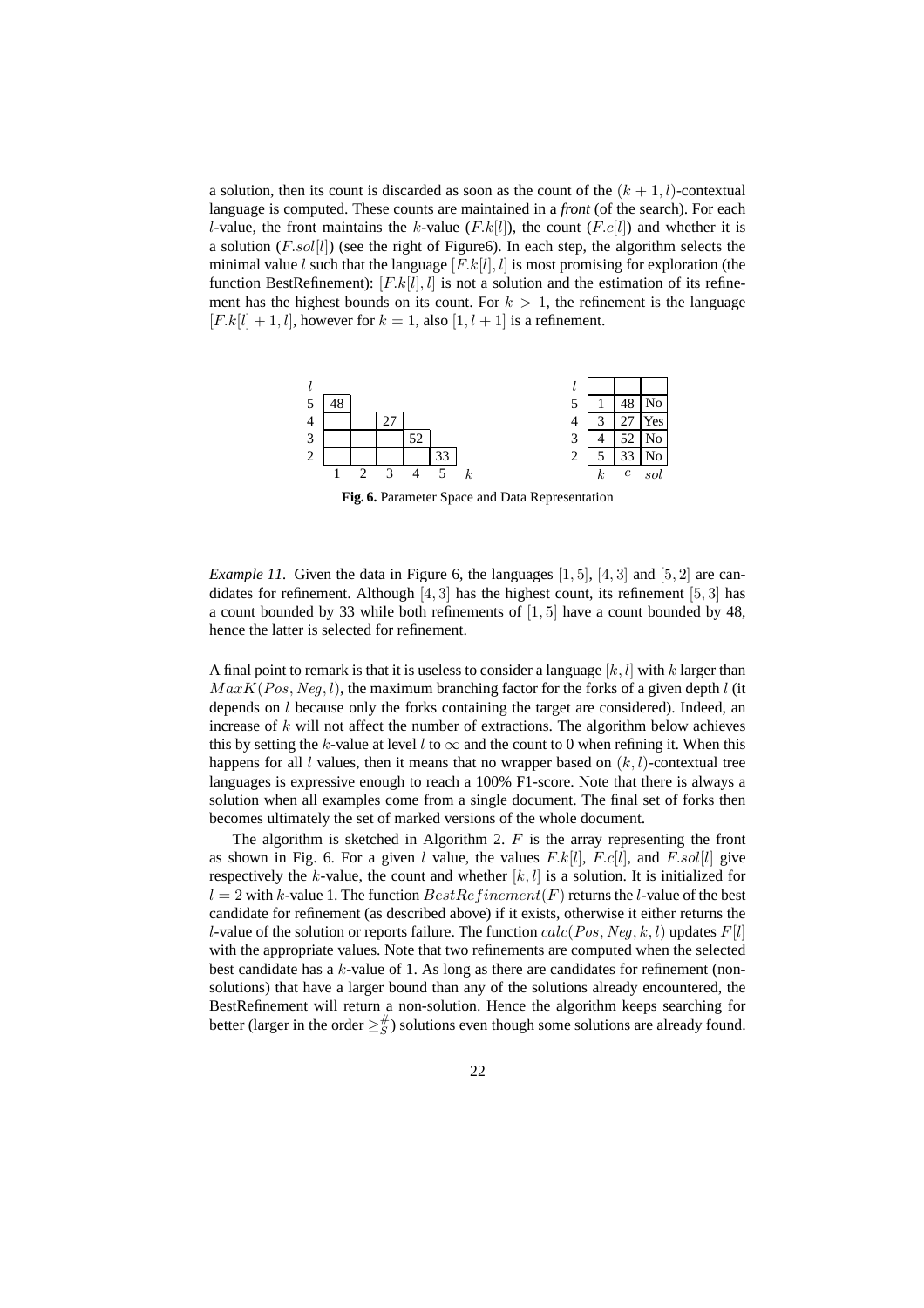a solution, then its count is discarded as soon as the count of the $(k+1,l)$-contextual language is computed. These counts are maintained in a *front* (of the search). For each $l$-value, the front maintains the $k$-value ($F.k[l]$), the count ($F.c[l]$) and whether it is a solution ($F.sol[l]$) (see the right of Figure6). In each step, the algorithm selects the minimal value $l$ such that the language $[F.k[l], l]$ is most promising for exploration (the function BestRefinement): $[F.k[l], l]$ is not a solution and the estimation of its refinement has the highest bounds on its count. For $k > 1$, the refinement is the language $[F.k[l]+1, l]$, however for $k = 1$, also $[1, l+1]$ is a refinement.

| $l$ | | | | | |
|---|---|---|---|---|---|
| 5 | 48 | | | | |
| 4 | | | 27 | | |
| 3 | | | | 52 | |
| 2 | | | | | 33 |
| | 1 | 2 | 3 | 4 | 5 $k$ |

| $l$ | $k$ | $c$ | $sol$ |
|---|---|---|---|
| 5 | 1 | 48 | No |
| 4 | 3 | 27 | Yes |
| 3 | 4 | 52 | No |
| 2 | 5 | 33 | No |

**Fig. 6.** Parameter Space and Data Representation

*Example 11.* Given the data in Figure 6, the languages $[1, 5]$, $[4, 3]$ and $[5, 2]$ are candidates for refinement. Although $[4, 3]$ has the highest count, its refinement $[5, 3]$ has a count bounded by 33 while both refinements of $[1, 5]$ have a count bounded by 48, hence the latter is selected for refinement.

A final point to remark is that it is useless to consider a language $[k, l]$ with $k$ larger than $MaxK(Pos, Neg, l)$, the maximum branching factor for the forks of a given depth $l$ (it depends on $l$ because only the forks containing the target are considered). Indeed, an increase of $k$ will not affect the number of extractions. The algorithm below achieves this by setting the $k$-value at level $l$ to $\infty$ and the count to 0 when refining it. When this happens for all $l$ values, then it means that no wrapper based on $(k, l)$-contextual tree languages is expressive enough to reach a 100% F1-score. Note that there is always a solution when all examples come from a single document. The final set of forks then becomes ultimately the set of marked versions of the whole document.

The algorithm is sketched in Algorithm 2. $F$ is the array representing the front as shown in Fig. 6. For a given $l$ value, the values $F.k[l]$, $F.c[l]$, and $F.sol[l]$ give respectively the $k$-value, the count and whether $[k, l]$ is a solution. It is initialized for $l = 2$ with $k$-value 1. The function $BestRefinement(F)$ returns the $l$-value of the best candidate for refinement (as described above) if it exists, otherwise it either returns the $l$-value of the solution or reports failure. The function $calc(Pos, Neg, k, l)$ updates $F[l]$ with the appropriate values. Note that two refinements are computed when the selected best candidate has a $k$-value of 1. As long as there are candidates for refinement (non-solutions) that have a larger bound than any of the solutions already encountered, the BestRefinement will return a non-solution. Hence the algorithm keeps searching for better (larger in the order $\geq_S^{\#}$) solutions even though some solutions are already found.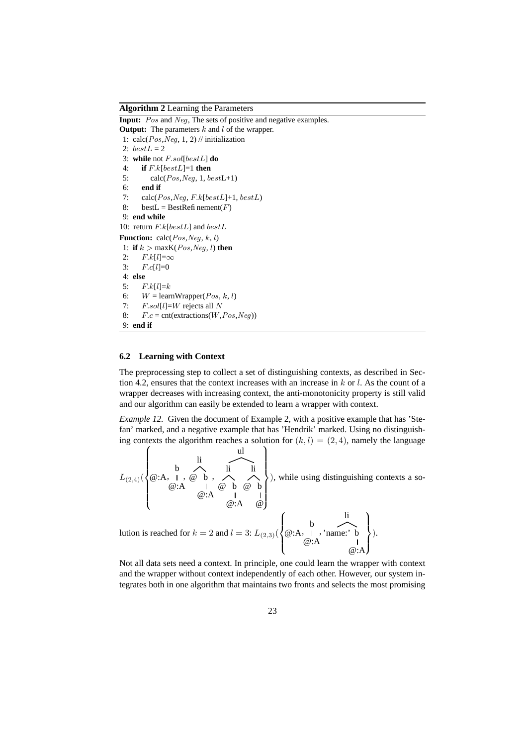**Algorithm 2** Learning the Parameters

**Input:** $Pos$ and $Neg$, The sets of positive and negative examples.
**Output:** The parameters $k$ and $l$ of the wrapper.

```
1: calc(Pos,Neg, 1, 2) // initialization
2: bestL = 2
3: while not F.sol[bestL] do
4:    if F.k[bestL]=1 then
5:       calc(Pos,Neg, 1, bestL+1)
6:    end if
7:    calc(Pos,Neg, F.k[bestL]+1, bestL)
8:    bestL = BestRefinement(F)
9: end while
10: return F.k[bestL] and bestL
```

**Function:** calc($Pos$,$Neg$, $k$, $l$)

```
1: if k > maxK(Pos,Neg, l) then
2:    F.k[l]=∞
3:    F.c[l]=0
4: else
5:    F.k[l]=k
6:    W = learnWrapper(Pos, k, l)
7:    F.sol[l]=W rejects all N
8:    F.c = cnt(extractions(W,Pos,Neg))
9: end if
```

### 6.2 Learning with Context

The preprocessing step to collect a set of distinguishing contexts, as described in Section 4.2, ensures that the context increases with an increase in $k$ or $l$. As the count of a wrapper decreases with increasing context, the anti-monotonicity property is still valid and our algorithm can easily be extended to learn a wrapper with context.

*Example 12.* Given the document of Example 2, with a positive example that has 'Stefan' marked, and a negative example that has 'Hendrik' marked. Using no distinguishing contexts the algorithm reaches a solution for $(k, l) = (2, 4)$, namely the language $L_{(2,4)}(\{@{:}A,\ b(@{:}A),\ li(@, b(@{:}A)),\ ul(li(@, b(@{:}A)), li(@, b(@)))\})$, while using distinguishing contexts a solution is reached for $k = 2$ and $l = 3$: $L_{(2,3)}(\{@{:}A,\ b(@{:}A),\ li(\text{'name:'}, b(@{:}A))\})$.

Not all data sets need a context. In principle, one could learn the wrapper with context and the wrapper without context independently of each other. However, our system integrates both in one algorithm that maintains two fronts and selects the most promising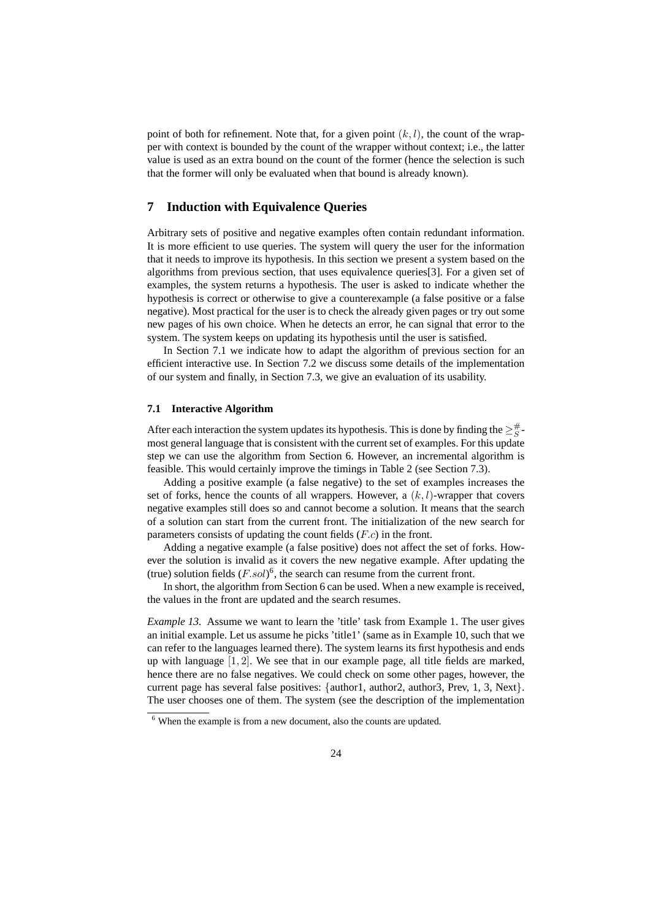point of both for refinement. Note that, for a given point $(k, l)$, the count of the wrapper with context is bounded by the count of the wrapper without context; i.e., the latter value is used as an extra bound on the count of the former (hence the selection is such that the former will only be evaluated when that bound is already known).

## 7 Induction with Equivalence Queries

Arbitrary sets of positive and negative examples often contain redundant information. It is more efficient to use queries. The system will query the user for the information that it needs to improve its hypothesis. In this section we present a system based on the algorithms from previous section, that uses equivalence queries[3]. For a given set of examples, the system returns a hypothesis. The user is asked to indicate whether the hypothesis is correct or otherwise to give a counterexample (a false positive or a false negative). Most practical for the user is to check the already given pages or try out some new pages of his own choice. When he detects an error, he can signal that error to the system. The system keeps on updating its hypothesis until the user is satisfied.

In Section 7.1 we indicate how to adapt the algorithm of previous section for an efficient interactive use. In Section 7.2 we discuss some details of the implementation of our system and finally, in Section 7.3, we give an evaluation of its usability.

### 7.1 Interactive Algorithm

After each interaction the system updates its hypothesis. This is done by finding the $\geq^{\#}_{S}$-most general language that is consistent with the current set of examples. For this update step we can use the algorithm from Section 6. However, an incremental algorithm is feasible. This would certainly improve the timings in Table 2 (see Section 7.3).

Adding a positive example (a false negative) to the set of examples increases the set of forks, hence the counts of all wrappers. However, a $(k, l)$-wrapper that covers negative examples still does so and cannot become a solution. It means that the search of a solution can start from the current front. The initialization of the new search for parameters consists of updating the count fields ($F.c$) in the front.

Adding a negative example (a false positive) does not affect the set of forks. However the solution is invalid as it covers the new negative example. After updating the (true) solution fields ($F.sol$)[6], the search can resume from the current front.

In short, the algorithm from Section 6 can be used. When a new example is received, the values in the front are updated and the search resumes.

*Example 13.* Assume we want to learn the 'title' task from Example 1. The user gives an initial example. Let us assume he picks 'title1' (same as in Example 10, such that we can refer to the languages learned there). The system learns its first hypothesis and ends up with language $[1, 2]$. We see that in our example page, all title fields are marked, hence there are no false negatives. We could check on some other pages, however, the current page has several false positives: $\{$author1, author2, author3, Prev, 1, 3, Next$\}$. The user chooses one of them. The system (see the description of the implementation

[6] When the example is from a new document, also the counts are updated.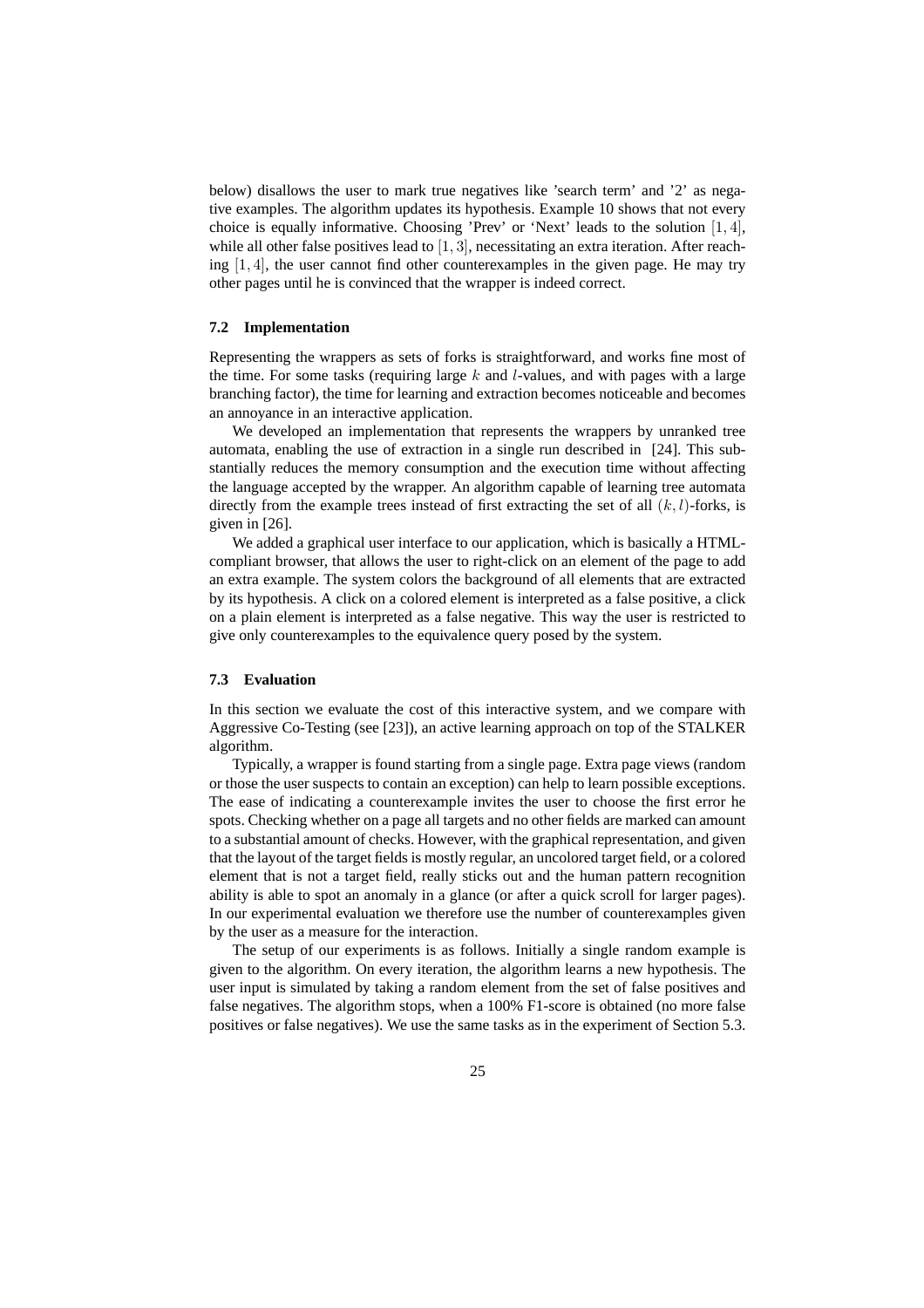below) disallows the user to mark true negatives like 'search term' and '2' as negative examples. The algorithm updates its hypothesis. Example 10 shows that not every choice is equally informative. Choosing 'Prev' or 'Next' leads to the solution $[1, 4]$, while all other false positives lead to $[1, 3]$, necessitating an extra iteration. After reaching $[1, 4]$, the user cannot find other counterexamples in the given page. He may try other pages until he is convinced that the wrapper is indeed correct.

### 7.2 Implementation

Representing the wrappers as sets of forks is straightforward, and works fine most of the time. For some tasks (requiring large $k$ and $l$-values, and with pages with a large branching factor), the time for learning and extraction becomes noticeable and becomes an annoyance in an interactive application.

We developed an implementation that represents the wrappers by unranked tree automata, enabling the use of extraction in a single run described in [24]. This substantially reduces the memory consumption and the execution time without affecting the language accepted by the wrapper. An algorithm capable of learning tree automata directly from the example trees instead of first extracting the set of all $(k, l)$-forks, is given in [26].

We added a graphical user interface to our application, which is basically a HTML-compliant browser, that allows the user to right-click on an element of the page to add an extra example. The system colors the background of all elements that are extracted by its hypothesis. A click on a colored element is interpreted as a false positive, a click on a plain element is interpreted as a false negative. This way the user is restricted to give only counterexamples to the equivalence query posed by the system.

### 7.3 Evaluation

In this section we evaluate the cost of this interactive system, and we compare with Aggressive Co-Testing (see [23]), an active learning approach on top of the STALKER algorithm.

Typically, a wrapper is found starting from a single page. Extra page views (random or those the user suspects to contain an exception) can help to learn possible exceptions. The ease of indicating a counterexample invites the user to choose the first error he spots. Checking whether on a page all targets and no other fields are marked can amount to a substantial amount of checks. However, with the graphical representation, and given that the layout of the target fields is mostly regular, an uncolored target field, or a colored element that is not a target field, really sticks out and the human pattern recognition ability is able to spot an anomaly in a glance (or after a quick scroll for larger pages). In our experimental evaluation we therefore use the number of counterexamples given by the user as a measure for the interaction.

The setup of our experiments is as follows. Initially a single random example is given to the algorithm. On every iteration, the algorithm learns a new hypothesis. The user input is simulated by taking a random element from the set of false positives and false negatives. The algorithm stops, when a 100% F1-score is obtained (no more false positives or false negatives). We use the same tasks as in the experiment of Section 5.3.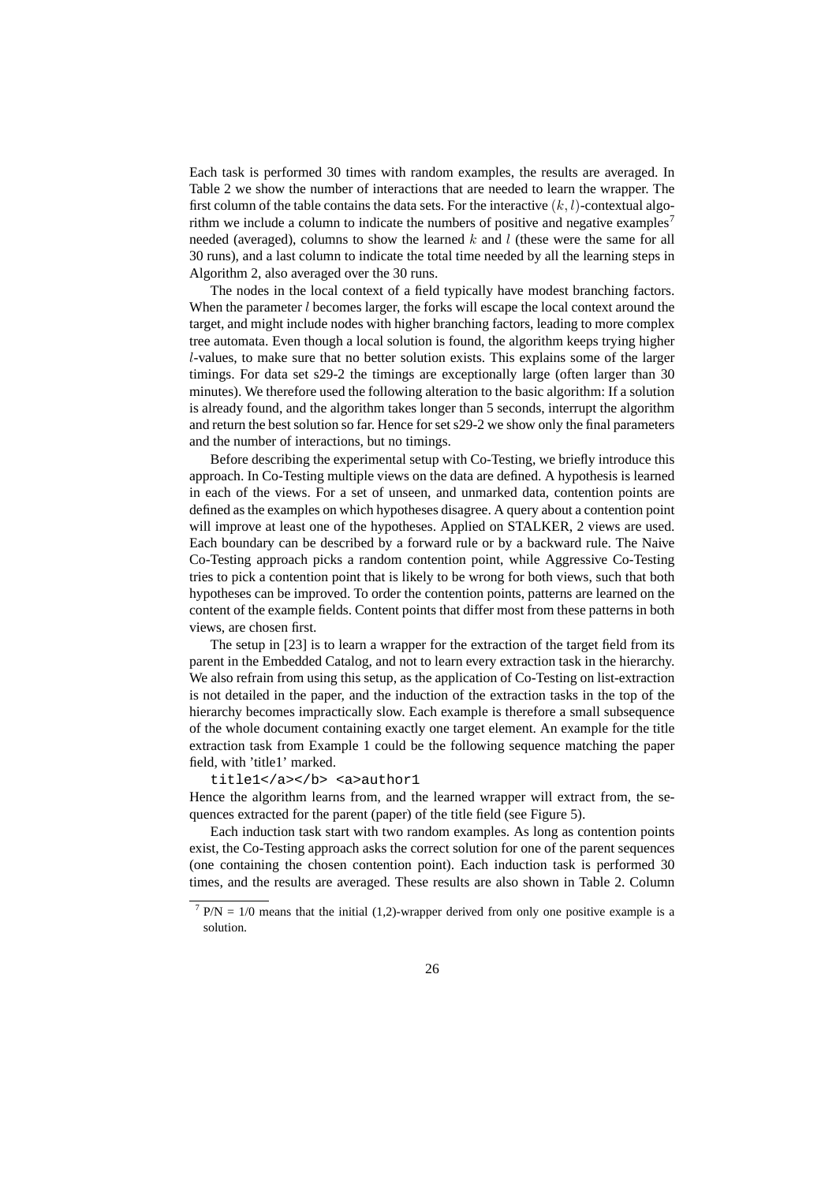Each task is performed 30 times with random examples, the results are averaged. In Table 2 we show the number of interactions that are needed to learn the wrapper. The first column of the table contains the data sets. For the interactive $(k, l)$-contextual algorithm we include a column to indicate the numbers of positive and negative examples[7] needed (averaged), columns to show the learned $k$ and $l$ (these were the same for all 30 runs), and a last column to indicate the total time needed by all the learning steps in Algorithm 2, also averaged over the 30 runs.

The nodes in the local context of a field typically have modest branching factors. When the parameter $l$ becomes larger, the forks will escape the local context around the target, and might include nodes with higher branching factors, leading to more complex tree automata. Even though a local solution is found, the algorithm keeps trying higher $l$-values, to make sure that no better solution exists. This explains some of the larger timings. For data set s29-2 the timings are exceptionally large (often larger than 30 minutes). We therefore used the following alteration to the basic algorithm: If a solution is already found, and the algorithm takes longer than 5 seconds, interrupt the algorithm and return the best solution so far. Hence for set s29-2 we show only the final parameters and the number of interactions, but no timings.

Before describing the experimental setup with Co-Testing, we briefly introduce this approach. In Co-Testing multiple views on the data are defined. A hypothesis is learned in each of the views. For a set of unseen, and unmarked data, contention points are defined as the examples on which hypotheses disagree. A query about a contention point will improve at least one of the hypotheses. Applied on STALKER, 2 views are used. Each boundary can be described by a forward rule or by a backward rule. The Naive Co-Testing approach picks a random contention point, while Aggressive Co-Testing tries to pick a contention point that is likely to be wrong for both views, such that both hypotheses can be improved. To order the contention points, patterns are learned on the content of the example fields. Content points that differ most from these patterns in both views, are chosen first.

The setup in [23] is to learn a wrapper for the extraction of the target field from its parent in the Embedded Catalog, and not to learn every extraction task in the hierarchy. We also refrain from using this setup, as the application of Co-Testing on list-extraction is not detailed in the paper, and the induction of the extraction tasks in the top of the hierarchy becomes impractically slow. Each example is therefore a small subsequence of the whole document containing exactly one target element. An example for the title extraction task from Example 1 could be the following sequence matching the paper field, with 'title1' marked.

```
title1</a></b> <a>author1
```

Hence the algorithm learns from, and the learned wrapper will extract from, the sequences extracted for the parent (paper) of the title field (see Figure 5).

Each induction task start with two random examples. As long as contention points exist, the Co-Testing approach asks the correct solution for one of the parent sequences (one containing the chosen contention point). Each induction task is performed 30 times, and the results are averaged. These results are also shown in Table 2. Column

[7] P/N = 1/0 means that the initial (1,2)-wrapper derived from only one positive example is a solution.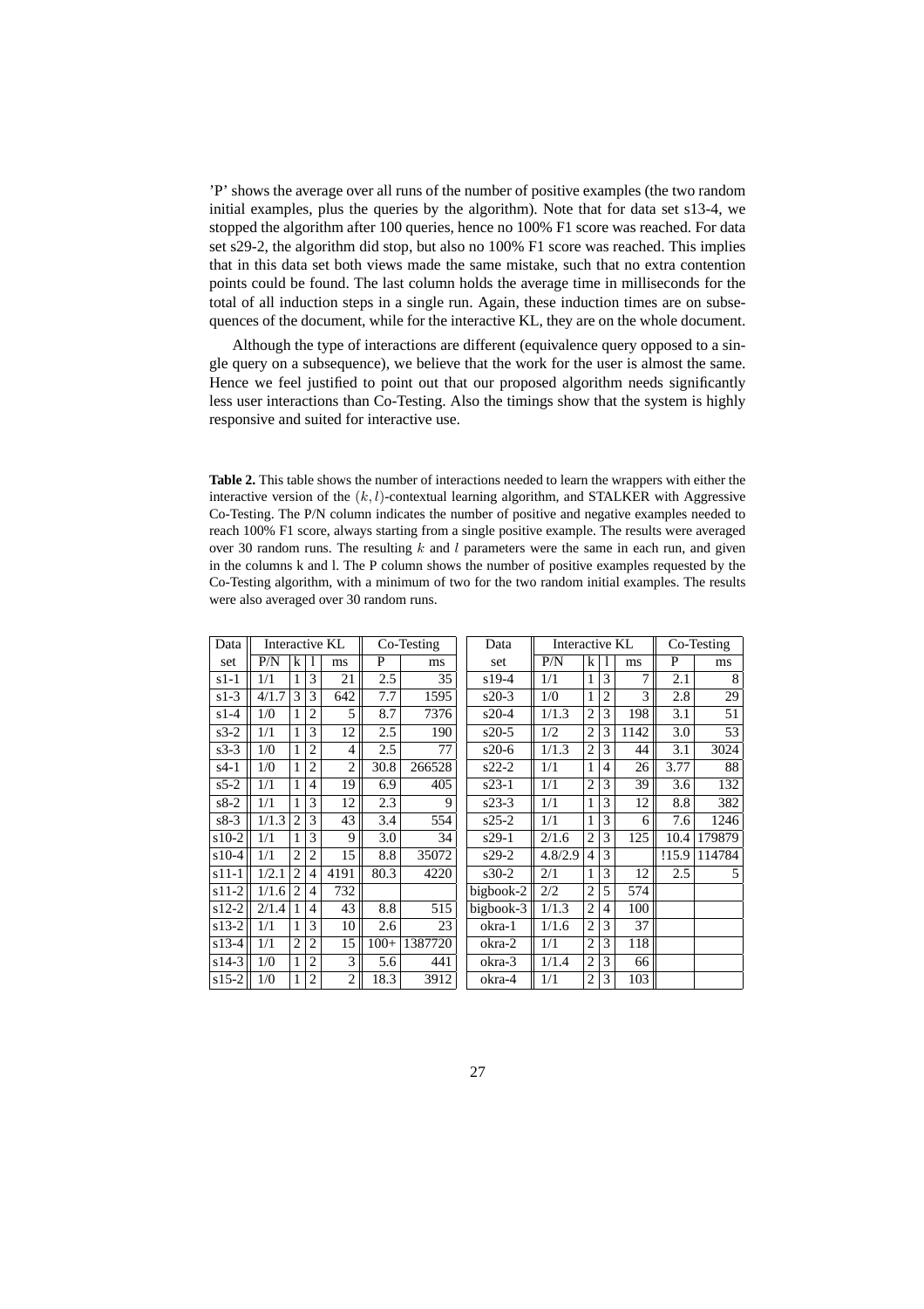'P' shows the average over all runs of the number of positive examples (the two random initial examples, plus the queries by the algorithm). Note that for data set s13-4, we stopped the algorithm after 100 queries, hence no 100% F1 score was reached. For data set s29-2, the algorithm did stop, but also no 100% F1 score was reached. This implies that in this data set both views made the same mistake, such that no extra contention points could be found. The last column holds the average time in milliseconds for the total of all induction steps in a single run. Again, these induction times are on subsequences of the document, while for the interactive KL, they are on the whole document.

Although the type of interactions are different (equivalence query opposed to a single query on a subsequence), we believe that the work for the user is almost the same. Hence we feel justified to point out that our proposed algorithm needs significantly less user interactions than Co-Testing. Also the timings show that the system is highly responsive and suited for interactive use.

**Table 2.** This table shows the number of interactions needed to learn the wrappers with either the interactive version of the $(k,l)$-contextual learning algorithm, and STALKER with Aggressive Co-Testing. The P/N column indicates the number of positive and negative examples needed to reach 100% F1 score, always starting from a single positive example. The results were averaged over 30 random runs. The resulting $k$ and $l$ parameters were the same in each run, and given in the columns k and l. The P column shows the number of positive examples requested by the Co-Testing algorithm, with a minimum of two for the two random initial examples. The results were also averaged over 30 random runs.

| Data | Interactive KL | | | | Co-Testing | | Data | Interactive KL | | | | Co-Testing | |
|---|---|---|---|---|---|---|---|---|---|---|---|---|---|
| set | P/N | k | l | ms | P | ms | set | P/N | k | l | ms | P | ms |
| s1-1 | 1/1 | 1 | 3 | 21 | 2.5 | 35 | s19-4 | 1/1 | 1 | 3 | 7 | 2.1 | 8 |
| s1-3 | 4/1.7 | 3 | 3 | 642 | 7.7 | 1595 | s20-3 | 1/0 | 1 | 2 | 3 | 2.8 | 29 |
| s1-4 | 1/0 | 1 | 2 | 5 | 8.7 | 7376 | s20-4 | 1/1.3 | 2 | 3 | 198 | 3.1 | 51 |
| s3-2 | 1/1 | 1 | 3 | 12 | 2.5 | 190 | s20-5 | 1/2 | 2 | 3 | 1142 | 3.0 | 53 |
| s3-3 | 1/0 | 1 | 2 | 4 | 2.5 | 77 | s20-6 | 1/1.3 | 2 | 3 | 44 | 3.1 | 3024 |
| s4-1 | 1/0 | 1 | 2 | 2 | 30.8 | 266528 | s22-2 | 1/1 | 1 | 4 | 26 | 3.77 | 88 |
| s5-2 | 1/1 | 1 | 4 | 19 | 6.9 | 405 | s23-1 | 1/1 | 2 | 3 | 39 | 3.6 | 132 |
| s8-2 | 1/1 | 1 | 3 | 12 | 2.3 | 9 | s23-3 | 1/1 | 1 | 3 | 12 | 8.8 | 382 |
| s8-3 | 1/1.3 | 2 | 3 | 43 | 3.4 | 554 | s25-2 | 1/1 | 1 | 3 | 6 | 7.6 | 1246 |
| s10-2 | 1/1 | 1 | 3 | 9 | 3.0 | 34 | s29-1 | 2/1.6 | 2 | 3 | 125 | 10.4 | 179879 |
| s10-4 | 1/1 | 2 | 2 | 15 | 8.8 | 35072 | s29-2 | 4.8/2.9 | 4 | 3 | | !15.9 | 114784 |
| s11-1 | 1/2.1 | 2 | 4 | 4191 | 80.3 | 4220 | s30-2 | 2/1 | 1 | 3 | 12 | 2.5 | 5 |
| s11-2 | 1/1.6 | 2 | 4 | 732 | | | bigbook-2 | 2/2 | 2 | 5 | 574 | | |
| s12-2 | 2/1.4 | 1 | 4 | 43 | 8.8 | 515 | bigbook-3 | 1/1.3 | 2 | 4 | 100 | | |
| s13-2 | 1/1 | 1 | 3 | 10 | 2.6 | 23 | okra-1 | 1/1.6 | 2 | 3 | 37 | | |
| s13-4 | 1/1 | 2 | 2 | 15 | 100+ | 1387720 | okra-2 | 1/1 | 2 | 3 | 118 | | |
| s14-3 | 1/0 | 1 | 2 | 3 | 5.6 | 441 | okra-3 | 1/1.4 | 2 | 3 | 66 | | |
| s15-2 | 1/0 | 1 | 2 | 2 | 18.3 | 3912 | okra-4 | 1/1 | 2 | 3 | 103 | | |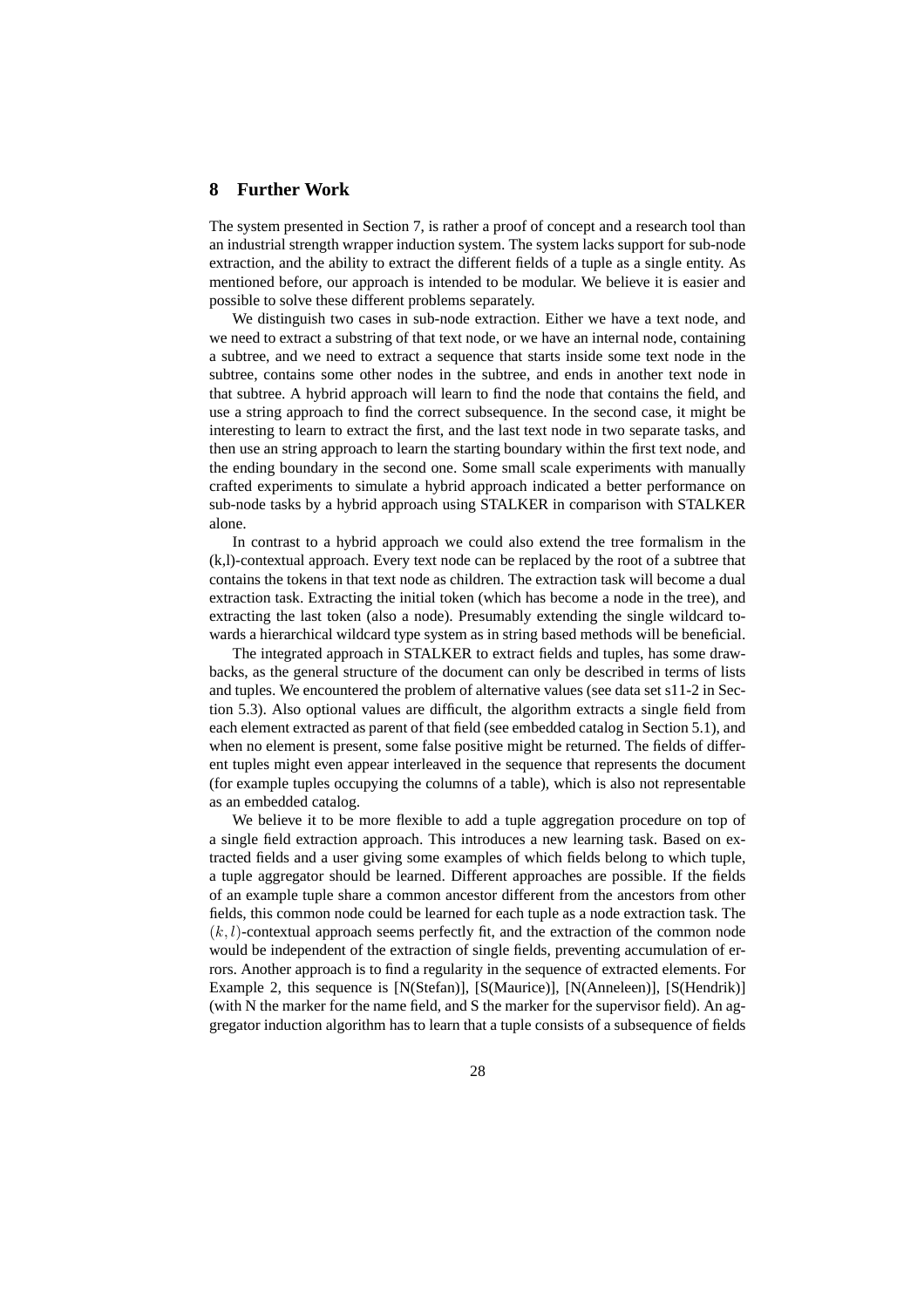## 8 Further Work

The system presented in Section 7, is rather a proof of concept and a research tool than an industrial strength wrapper induction system. The system lacks support for sub-node extraction, and the ability to extract the different fields of a tuple as a single entity. As mentioned before, our approach is intended to be modular. We believe it is easier and possible to solve these different problems separately.

We distinguish two cases in sub-node extraction. Either we have a text node, and we need to extract a substring of that text node, or we have an internal node, containing a subtree, and we need to extract a sequence that starts inside some text node in the subtree, contains some other nodes in the subtree, and ends in another text node in that subtree. A hybrid approach will learn to find the node that contains the field, and use a string approach to find the correct subsequence. In the second case, it might be interesting to learn to extract the first, and the last text node in two separate tasks, and then use an string approach to learn the starting boundary within the first text node, and the ending boundary in the second one. Some small scale experiments with manually crafted experiments to simulate a hybrid approach indicated a better performance on sub-node tasks by a hybrid approach using STALKER in comparison with STALKER alone.

In contrast to a hybrid approach we could also extend the tree formalism in the (k,l)-contextual approach. Every text node can be replaced by the root of a subtree that contains the tokens in that text node as children. The extraction task will become a dual extraction task. Extracting the initial token (which has become a node in the tree), and extracting the last token (also a node). Presumably extending the single wildcard towards a hierarchical wildcard type system as in string based methods will be beneficial.

The integrated approach in STALKER to extract fields and tuples, has some drawbacks, as the general structure of the document can only be described in terms of lists and tuples. We encountered the problem of alternative values (see data set s11-2 in Section 5.3). Also optional values are difficult, the algorithm extracts a single field from each element extracted as parent of that field (see embedded catalog in Section 5.1), and when no element is present, some false positive might be returned. The fields of different tuples might even appear interleaved in the sequence that represents the document (for example tuples occupying the columns of a table), which is also not representable as an embedded catalog.

We believe it to be more flexible to add a tuple aggregation procedure on top of a single field extraction approach. This introduces a new learning task. Based on extracted fields and a user giving some examples of which fields belong to which tuple, a tuple aggregator should be learned. Different approaches are possible. If the fields of an example tuple share a common ancestor different from the ancestors from other fields, this common node could be learned for each tuple as a node extraction task. The $(k, l)$-contextual approach seems perfectly fit, and the extraction of the common node would be independent of the extraction of single fields, preventing accumulation of errors. Another approach is to find a regularity in the sequence of extracted elements. For Example 2, this sequence is [N(Stefan)], [S(Maurice)], [N(Anneleen)], [S(Hendrik)] (with N the marker for the name field, and S the marker for the supervisor field). An aggregator induction algorithm has to learn that a tuple consists of a subsequence of fields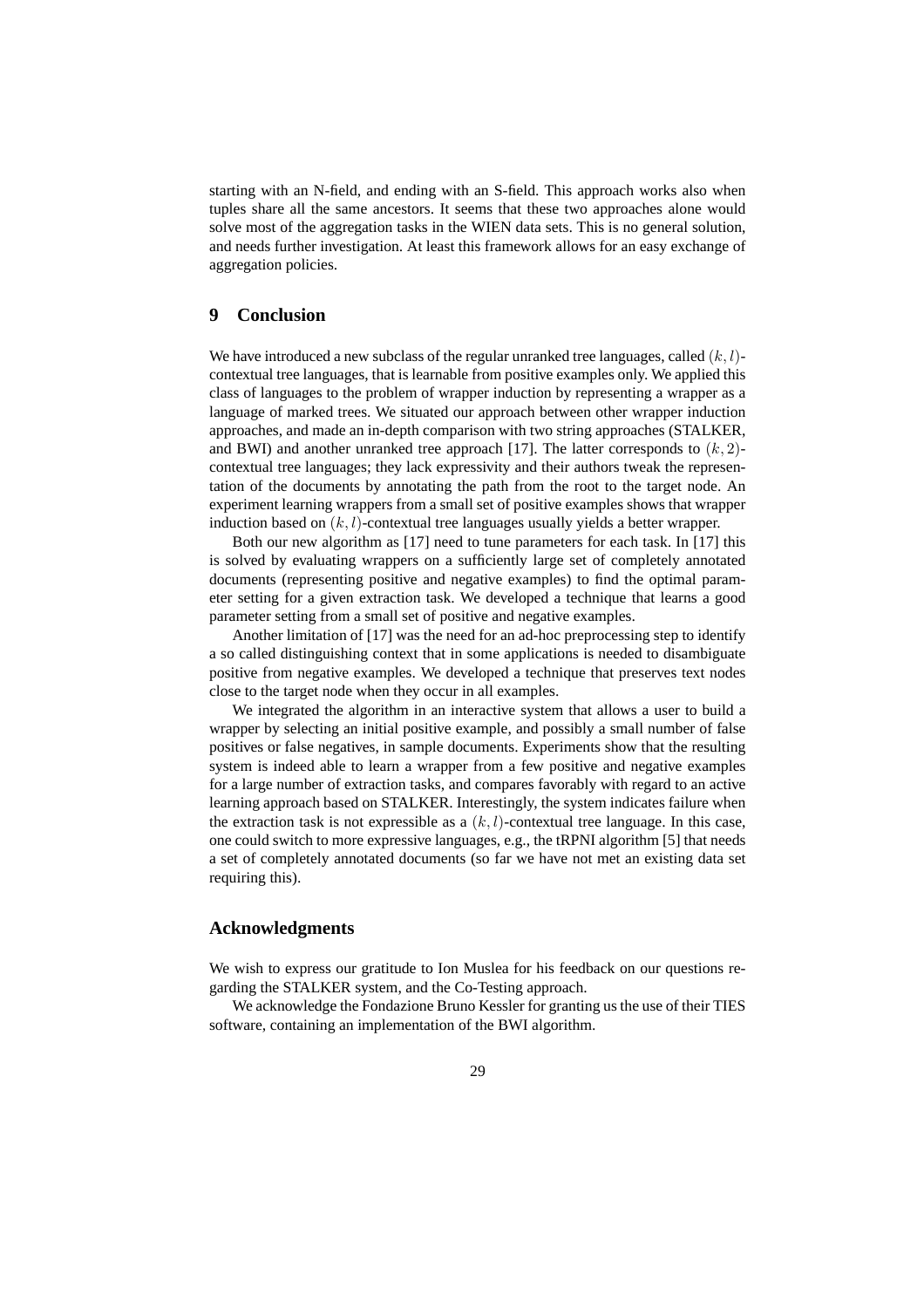starting with an N-field, and ending with an S-field. This approach works also when tuples share all the same ancestors. It seems that these two approaches alone would solve most of the aggregation tasks in the WIEN data sets. This is no general solution, and needs further investigation. At least this framework allows for an easy exchange of aggregation policies.

## 9 Conclusion

We have introduced a new subclass of the regular unranked tree languages, called $(k, l)$-contextual tree languages, that is learnable from positive examples only. We applied this class of languages to the problem of wrapper induction by representing a wrapper as a language of marked trees. We situated our approach between other wrapper induction approaches, and made an in-depth comparison with two string approaches (STALKER, and BWI) and another unranked tree approach [17]. The latter corresponds to $(k, 2)$-contextual tree languages; they lack expressivity and their authors tweak the representation of the documents by annotating the path from the root to the target node. An experiment learning wrappers from a small set of positive examples shows that wrapper induction based on $(k, l)$-contextual tree languages usually yields a better wrapper.

Both our new algorithm as [17] need to tune parameters for each task. In [17] this is solved by evaluating wrappers on a sufficiently large set of completely annotated documents (representing positive and negative examples) to find the optimal parameter setting for a given extraction task. We developed a technique that learns a good parameter setting from a small set of positive and negative examples.

Another limitation of [17] was the need for an ad-hoc preprocessing step to identify a so called distinguishing context that in some applications is needed to disambiguate positive from negative examples. We developed a technique that preserves text nodes close to the target node when they occur in all examples.

We integrated the algorithm in an interactive system that allows a user to build a wrapper by selecting an initial positive example, and possibly a small number of false positives or false negatives, in sample documents. Experiments show that the resulting system is indeed able to learn a wrapper from a few positive and negative examples for a large number of extraction tasks, and compares favorably with regard to an active learning approach based on STALKER. Interestingly, the system indicates failure when the extraction task is not expressible as a $(k, l)$-contextual tree language. In this case, one could switch to more expressive languages, e.g., the tRPNI algorithm [5] that needs a set of completely annotated documents (so far we have not met an existing data set requiring this).

## Acknowledgments

We wish to express our gratitude to Ion Muslea for his feedback on our questions regarding the STALKER system, and the Co-Testing approach.

We acknowledge the Fondazione Bruno Kessler for granting us the use of their TIES software, containing an implementation of the BWI algorithm.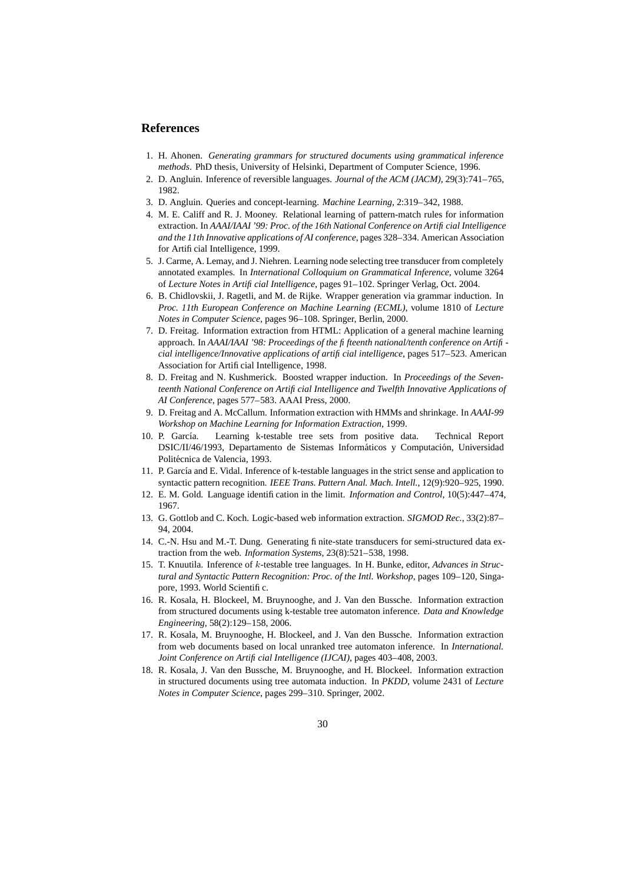## References

1. H. Ahonen. *Generating grammars for structured documents using grammatical inference methods*. PhD thesis, University of Helsinki, Department of Computer Science, 1996.
2. D. Angluin. Inference of reversible languages. *Journal of the ACM (JACM)*, 29(3):741–765, 1982.
3. D. Angluin. Queries and concept-learning. *Machine Learning*, 2:319–342, 1988.
4. M. E. Califf and R. J. Mooney. Relational learning of pattern-match rules for information extraction. In *AAAI/IAAI '99: Proc. of the 16th National Conference on Artificial Intelligence and the 11th Innovative applications of AI conference*, pages 328–334. American Association for Artificial Intelligence, 1999.
5. J. Carme, A. Lemay, and J. Niehren. Learning node selecting tree transducer from completely annotated examples. In *International Colloquium on Grammatical Inference*, volume 3264 of *Lecture Notes in Artificial Intelligence*, pages 91–102. Springer Verlag, Oct. 2004.
6. B. Chidlovskii, J. Ragetli, and M. de Rijke. Wrapper generation via grammar induction. In *Proc. 11th European Conference on Machine Learning (ECML)*, volume 1810 of *Lecture Notes in Computer Science*, pages 96–108. Springer, Berlin, 2000.
7. D. Freitag. Information extraction from HTML: Application of a general machine learning approach. In *AAAI/IAAI '98: Proceedings of the fifteenth national/tenth conference on Artificial intelligence/Innovative applications of artificial intelligence*, pages 517–523. American Association for Artificial Intelligence, 1998.
8. D. Freitag and N. Kushmerick. Boosted wrapper induction. In *Proceedings of the Seventeenth National Conference on Artificial Intelligence and Twelfth Innovative Applications of AI Conference*, pages 577–583. AAAI Press, 2000.
9. D. Freitag and A. McCallum. Information extraction with HMMs and shrinkage. In *AAAI-99 Workshop on Machine Learning for Information Extraction*, 1999.
10. P. García. Learning k-testable tree sets from positive data. Technical Report DSIC/II/46/1993, Departamento de Sistemas Informáticos y Computación, Universidad Politécnica de Valencia, 1993.
11. P. García and E. Vidal. Inference of k-testable languages in the strict sense and application to syntactic pattern recognition. *IEEE Trans. Pattern Anal. Mach. Intell.*, 12(9):920–925, 1990.
12. E. M. Gold. Language identification in the limit. *Information and Control*, 10(5):447–474, 1967.
13. G. Gottlob and C. Koch. Logic-based web information extraction. *SIGMOD Rec.*, 33(2):87–94, 2004.
14. C.-N. Hsu and M.-T. Dung. Generating finite-state transducers for semi-structured data extraction from the web. *Information Systems*, 23(8):521–538, 1998.
15. T. Knuutila. Inference of $k$-testable tree languages. In H. Bunke, editor, *Advances in Structural and Syntactic Pattern Recognition: Proc. of the Intl. Workshop*, pages 109–120, Singapore, 1993. World Scientific.
16. R. Kosala, H. Blockeel, M. Bruynooghe, and J. Van den Bussche. Information extraction from structured documents using k-testable tree automaton inference. *Data and Knowledge Engineering*, 58(2):129–158, 2006.
17. R. Kosala, M. Bruynooghe, H. Blockeel, and J. Van den Bussche. Information extraction from web documents based on local unranked tree automaton inference. In *International. Joint Conference on Artificial Intelligence (IJCAI)*, pages 403–408, 2003.
18. R. Kosala, J. Van den Bussche, M. Bruynooghe, and H. Blockeel. Information extraction in structured documents using tree automata induction. In *PKDD*, volume 2431 of *Lecture Notes in Computer Science*, pages 299–310. Springer, 2002.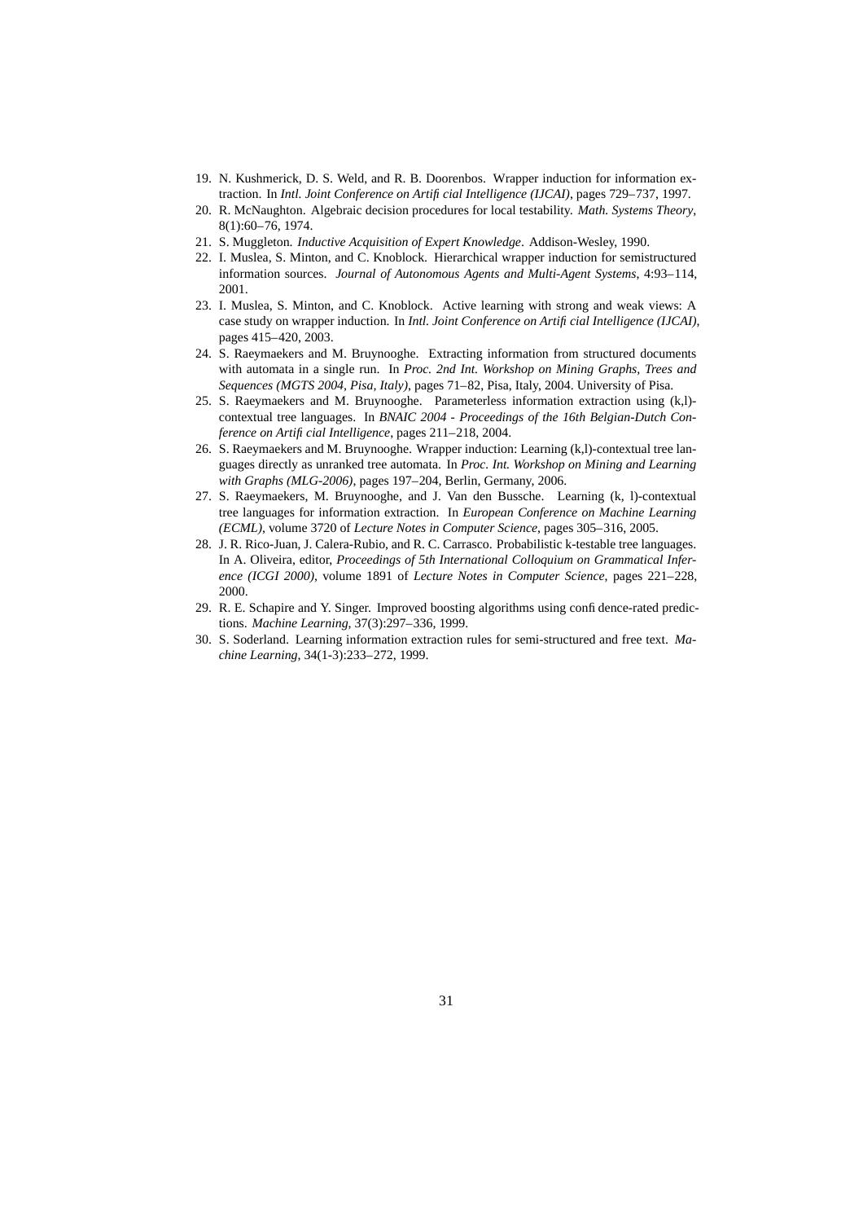19. N. Kushmerick, D. S. Weld, and R. B. Doorenbos. Wrapper induction for information extraction. In *Intl. Joint Conference on Artificial Intelligence (IJCAI)*, pages 729–737, 1997.
20. R. McNaughton. Algebraic decision procedures for local testability. *Math. Systems Theory*, 8(1):60–76, 1974.
21. S. Muggleton. *Inductive Acquisition of Expert Knowledge*. Addison-Wesley, 1990.
22. I. Muslea, S. Minton, and C. Knoblock. Hierarchical wrapper induction for semistructured information sources. *Journal of Autonomous Agents and Multi-Agent Systems*, 4:93–114, 2001.
23. I. Muslea, S. Minton, and C. Knoblock. Active learning with strong and weak views: A case study on wrapper induction. In *Intl. Joint Conference on Artificial Intelligence (IJCAI)*, pages 415–420, 2003.
24. S. Raeymaekers and M. Bruynooghe. Extracting information from structured documents with automata in a single run. In *Proc. 2nd Int. Workshop on Mining Graphs, Trees and Sequences (MGTS 2004, Pisa, Italy)*, pages 71–82, Pisa, Italy, 2004. University of Pisa.
25. S. Raeymaekers and M. Bruynooghe. Parameterless information extraction using (k,l)-contextual tree languages. In *BNAIC 2004 - Proceedings of the 16th Belgian-Dutch Conference on Artificial Intelligence*, pages 211–218, 2004.
26. S. Raeymaekers and M. Bruynooghe. Wrapper induction: Learning (k,l)-contextual tree languages directly as unranked tree automata. In *Proc. Int. Workshop on Mining and Learning with Graphs (MLG-2006)*, pages 197–204, Berlin, Germany, 2006.
27. S. Raeymaekers, M. Bruynooghe, and J. Van den Bussche. Learning (k, l)-contextual tree languages for information extraction. In *European Conference on Machine Learning (ECML)*, volume 3720 of *Lecture Notes in Computer Science*, pages 305–316, 2005.
28. J. R. Rico-Juan, J. Calera-Rubio, and R. C. Carrasco. Probabilistic k-testable tree languages. In A. Oliveira, editor, *Proceedings of 5th International Colloquium on Grammatical Inference (ICGI 2000)*, volume 1891 of *Lecture Notes in Computer Science*, pages 221–228, 2000.
29. R. E. Schapire and Y. Singer. Improved boosting algorithms using confidence-rated predictions. *Machine Learning*, 37(3):297–336, 1999.
30. S. Soderland. Learning information extraction rules for semi-structured and free text. *Machine Learning*, 34(1-3):233–272, 1999.